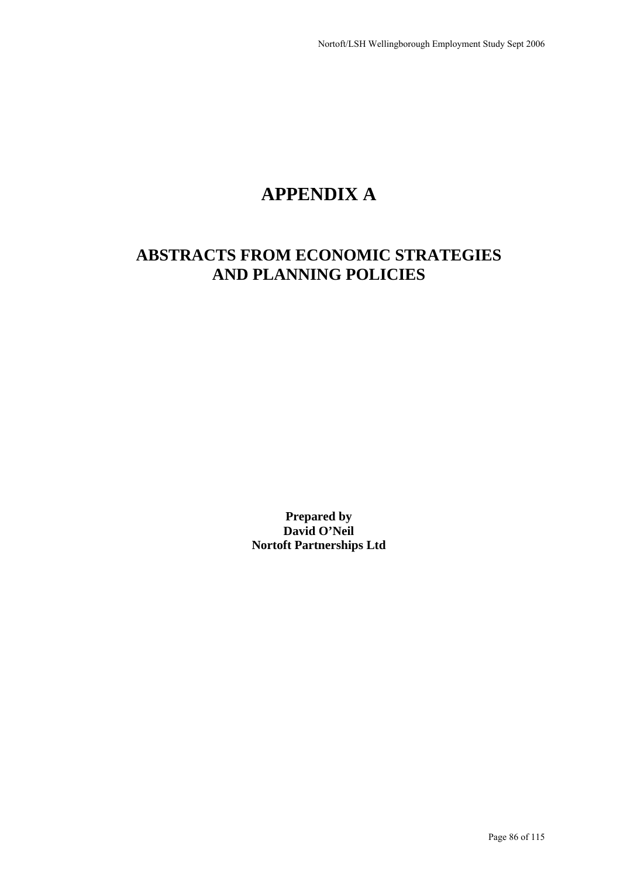# APPENDIX A

## ABSTRACTS FROM ECONOMIC STRATEGIES AND PLANNING POLICIES

**Prepared by**
**David O'Neil**
**Nortoft Partnerships Ltd**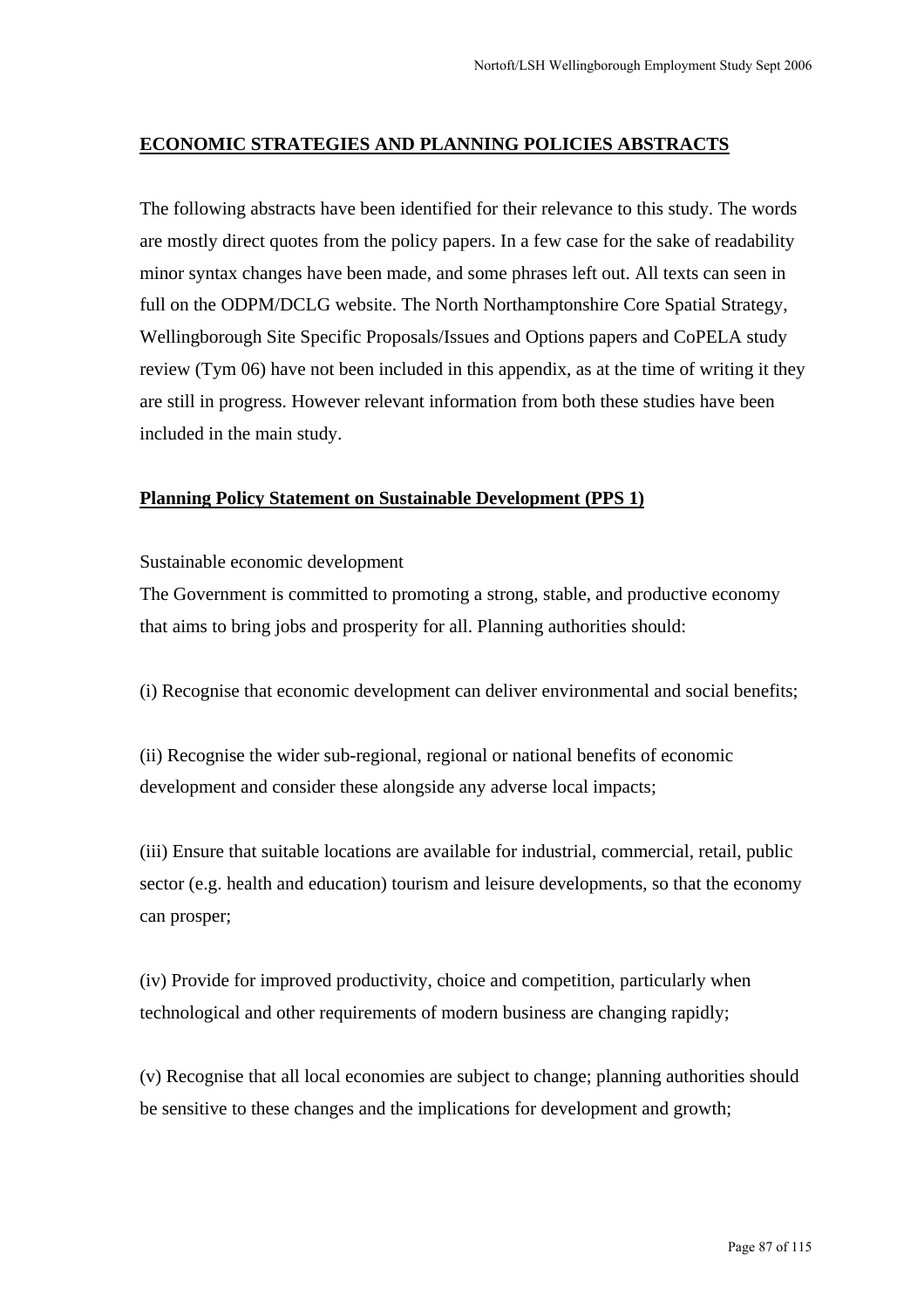## ECONOMIC STRATEGIES AND PLANNING POLICIES ABSTRACTS

The following abstracts have been identified for their relevance to this study. The words are mostly direct quotes from the policy papers. In a few case for the sake of readability minor syntax changes have been made, and some phrases left out. All texts can seen in full on the ODPM/DCLG website. The North Northamptonshire Core Spatial Strategy, Wellingborough Site Specific Proposals/Issues and Options papers and CoPELA study review (Tym 06) have not been included in this appendix, as at the time of writing it they are still in progress. However relevant information from both these studies have been included in the main study.

### Planning Policy Statement on Sustainable Development (PPS 1)

Sustainable economic development

The Government is committed to promoting a strong, stable, and productive economy that aims to bring jobs and prosperity for all. Planning authorities should:

(i) Recognise that economic development can deliver environmental and social benefits;

(ii) Recognise the wider sub-regional, regional or national benefits of economic development and consider these alongside any adverse local impacts;

(iii) Ensure that suitable locations are available for industrial, commercial, retail, public sector (e.g. health and education) tourism and leisure developments, so that the economy can prosper;

(iv) Provide for improved productivity, choice and competition, particularly when technological and other requirements of modern business are changing rapidly;

(v) Recognise that all local economies are subject to change; planning authorities should be sensitive to these changes and the implications for development and growth;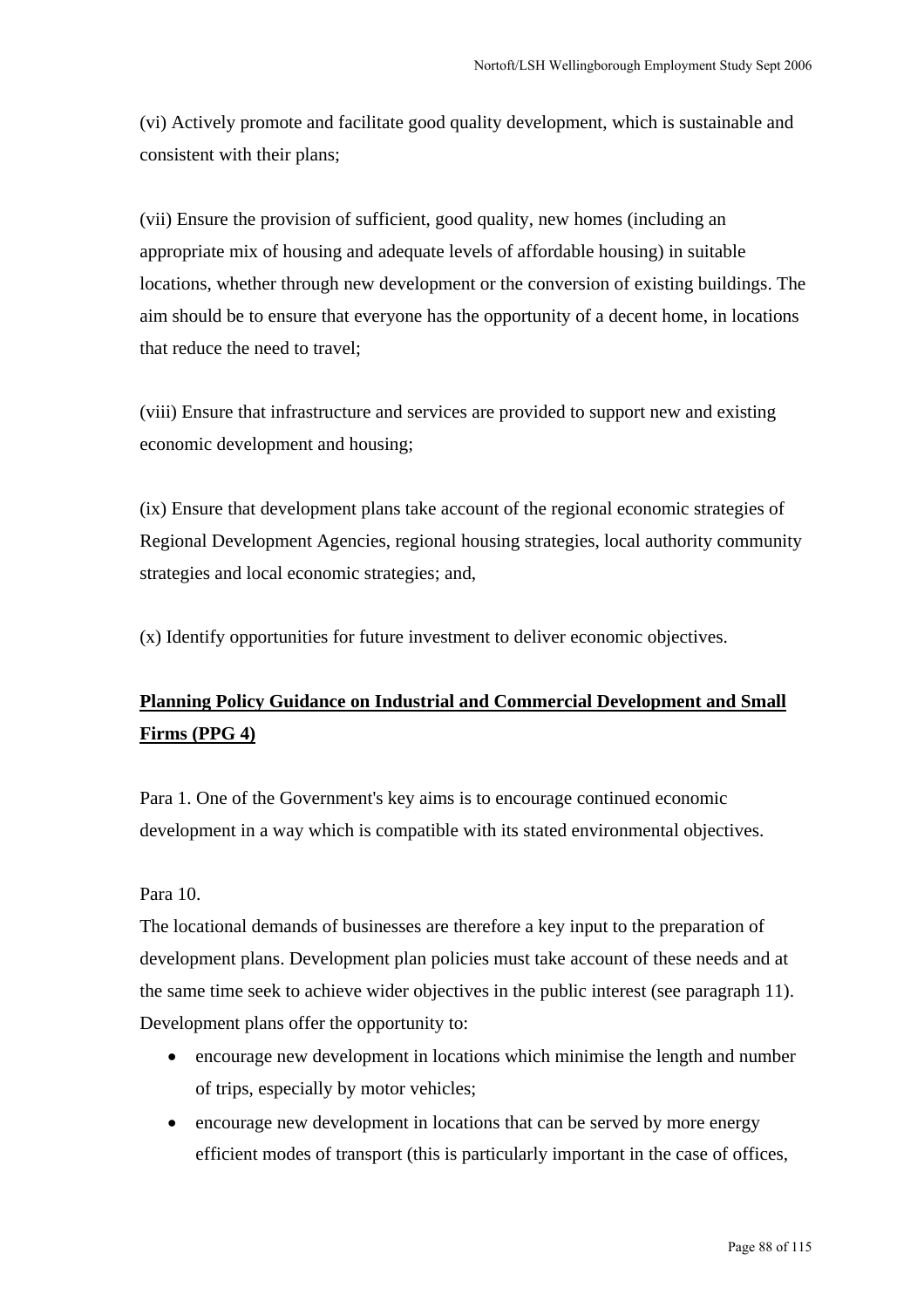(vi) Actively promote and facilitate good quality development, which is sustainable and consistent with their plans;

(vii) Ensure the provision of sufficient, good quality, new homes (including an appropriate mix of housing and adequate levels of affordable housing) in suitable locations, whether through new development or the conversion of existing buildings. The aim should be to ensure that everyone has the opportunity of a decent home, in locations that reduce the need to travel;

(viii) Ensure that infrastructure and services are provided to support new and existing economic development and housing;

(ix) Ensure that development plans take account of the regional economic strategies of Regional Development Agencies, regional housing strategies, local authority community strategies and local economic strategies; and,

(x) Identify opportunities for future investment to deliver economic objectives.

**Planning Policy Guidance on Industrial and Commercial Development and Small Firms (PPG 4)**

Para 1. One of the Government's key aims is to encourage continued economic development in a way which is compatible with its stated environmental objectives.

Para 10.
The locational demands of businesses are therefore a key input to the preparation of development plans. Development plan policies must take account of these needs and at the same time seek to achieve wider objectives in the public interest (see paragraph 11). Development plans offer the opportunity to:

- encourage new development in locations which minimise the length and number of trips, especially by motor vehicles;
- encourage new development in locations that can be served by more energy efficient modes of transport (this is particularly important in the case of offices,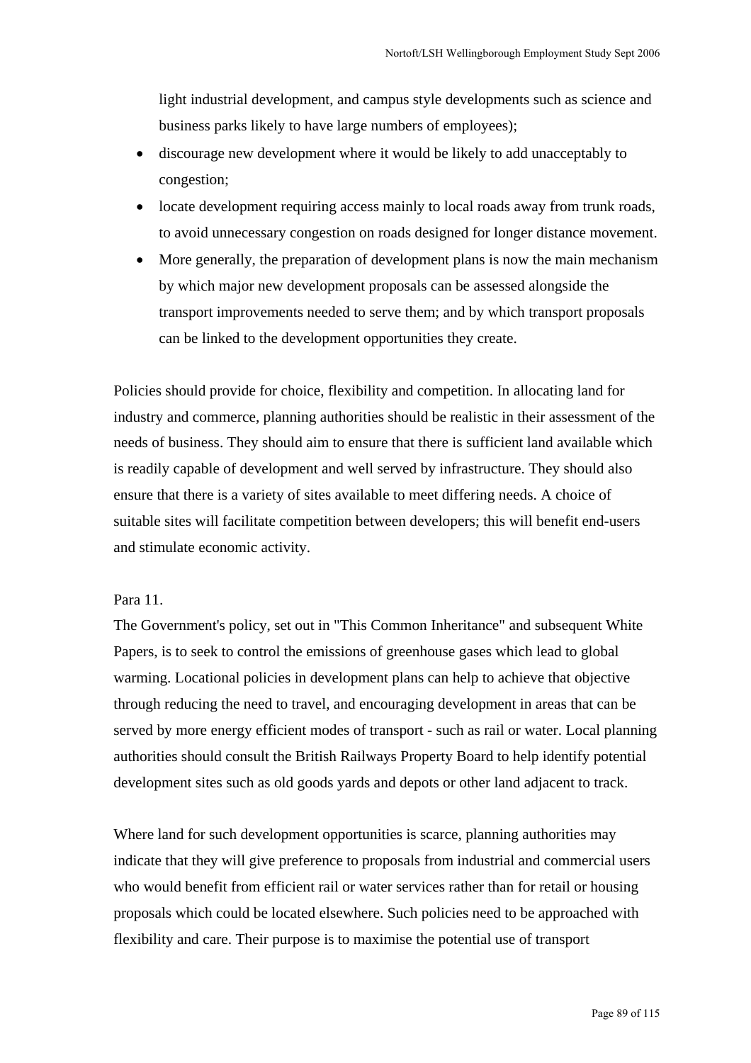light industrial development, and campus style developments such as science and business parks likely to have large numbers of employees);

- discourage new development where it would be likely to add unacceptably to congestion;
- locate development requiring access mainly to local roads away from trunk roads, to avoid unnecessary congestion on roads designed for longer distance movement.
- More generally, the preparation of development plans is now the main mechanism by which major new development proposals can be assessed alongside the transport improvements needed to serve them; and by which transport proposals can be linked to the development opportunities they create.

Policies should provide for choice, flexibility and competition. In allocating land for industry and commerce, planning authorities should be realistic in their assessment of the needs of business. They should aim to ensure that there is sufficient land available which is readily capable of development and well served by infrastructure. They should also ensure that there is a variety of sites available to meet differing needs. A choice of suitable sites will facilitate competition between developers; this will benefit end-users and stimulate economic activity.

Para 11.

The Government's policy, set out in "This Common Inheritance" and subsequent White Papers, is to seek to control the emissions of greenhouse gases which lead to global warming. Locational policies in development plans can help to achieve that objective through reducing the need to travel, and encouraging development in areas that can be served by more energy efficient modes of transport - such as rail or water. Local planning authorities should consult the British Railways Property Board to help identify potential development sites such as old goods yards and depots or other land adjacent to track.

Where land for such development opportunities is scarce, planning authorities may indicate that they will give preference to proposals from industrial and commercial users who would benefit from efficient rail or water services rather than for retail or housing proposals which could be located elsewhere. Such policies need to be approached with flexibility and care. Their purpose is to maximise the potential use of transport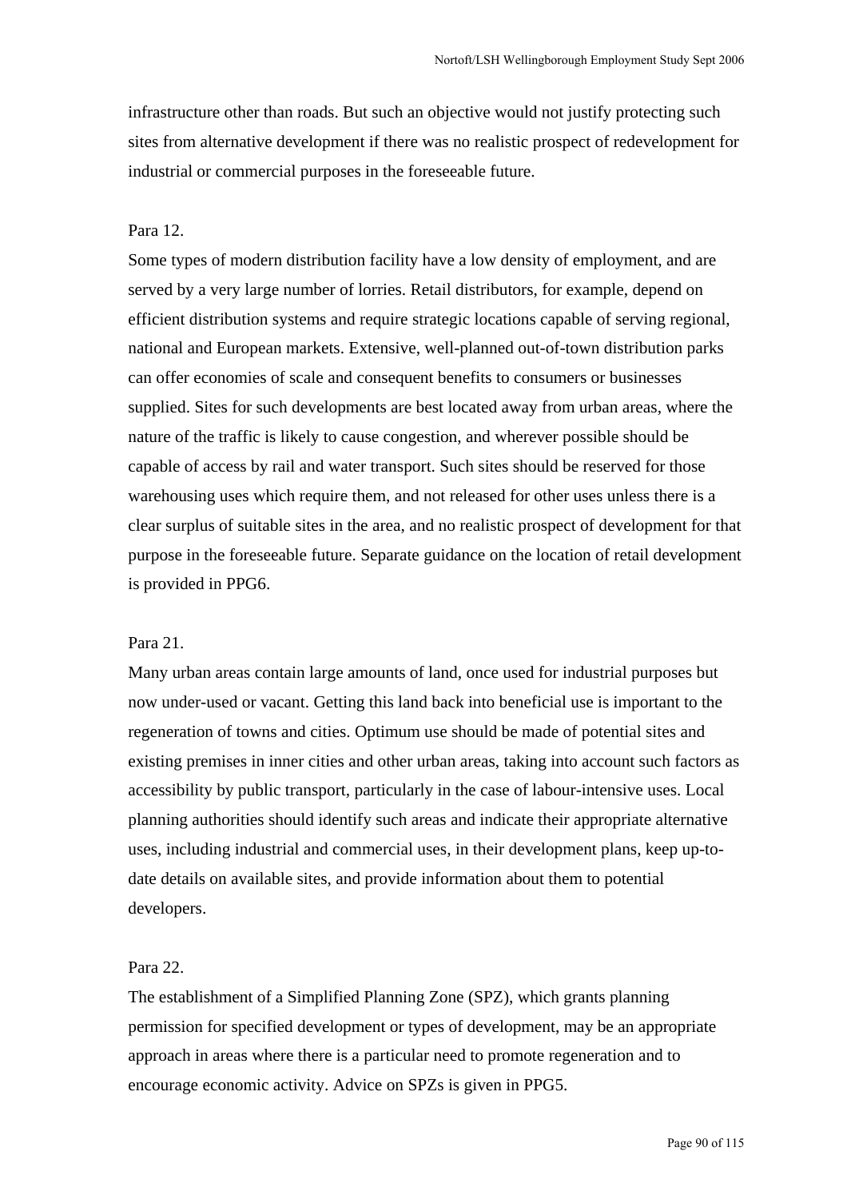infrastructure other than roads. But such an objective would not justify protecting such sites from alternative development if there was no realistic prospect of redevelopment for industrial or commercial purposes in the foreseeable future.

Para 12.

Some types of modern distribution facility have a low density of employment, and are served by a very large number of lorries. Retail distributors, for example, depend on efficient distribution systems and require strategic locations capable of serving regional, national and European markets. Extensive, well-planned out-of-town distribution parks can offer economies of scale and consequent benefits to consumers or businesses supplied. Sites for such developments are best located away from urban areas, where the nature of the traffic is likely to cause congestion, and wherever possible should be capable of access by rail and water transport. Such sites should be reserved for those warehousing uses which require them, and not released for other uses unless there is a clear surplus of suitable sites in the area, and no realistic prospect of development for that purpose in the foreseeable future. Separate guidance on the location of retail development is provided in PPG6.

Para 21.

Many urban areas contain large amounts of land, once used for industrial purposes but now under-used or vacant. Getting this land back into beneficial use is important to the regeneration of towns and cities. Optimum use should be made of potential sites and existing premises in inner cities and other urban areas, taking into account such factors as accessibility by public transport, particularly in the case of labour-intensive uses. Local planning authorities should identify such areas and indicate their appropriate alternative uses, including industrial and commercial uses, in their development plans, keep up-to-date details on available sites, and provide information about them to potential developers.

Para 22.

The establishment of a Simplified Planning Zone (SPZ), which grants planning permission for specified development or types of development, may be an appropriate approach in areas where there is a particular need to promote regeneration and to encourage economic activity. Advice on SPZs is given in PPG5.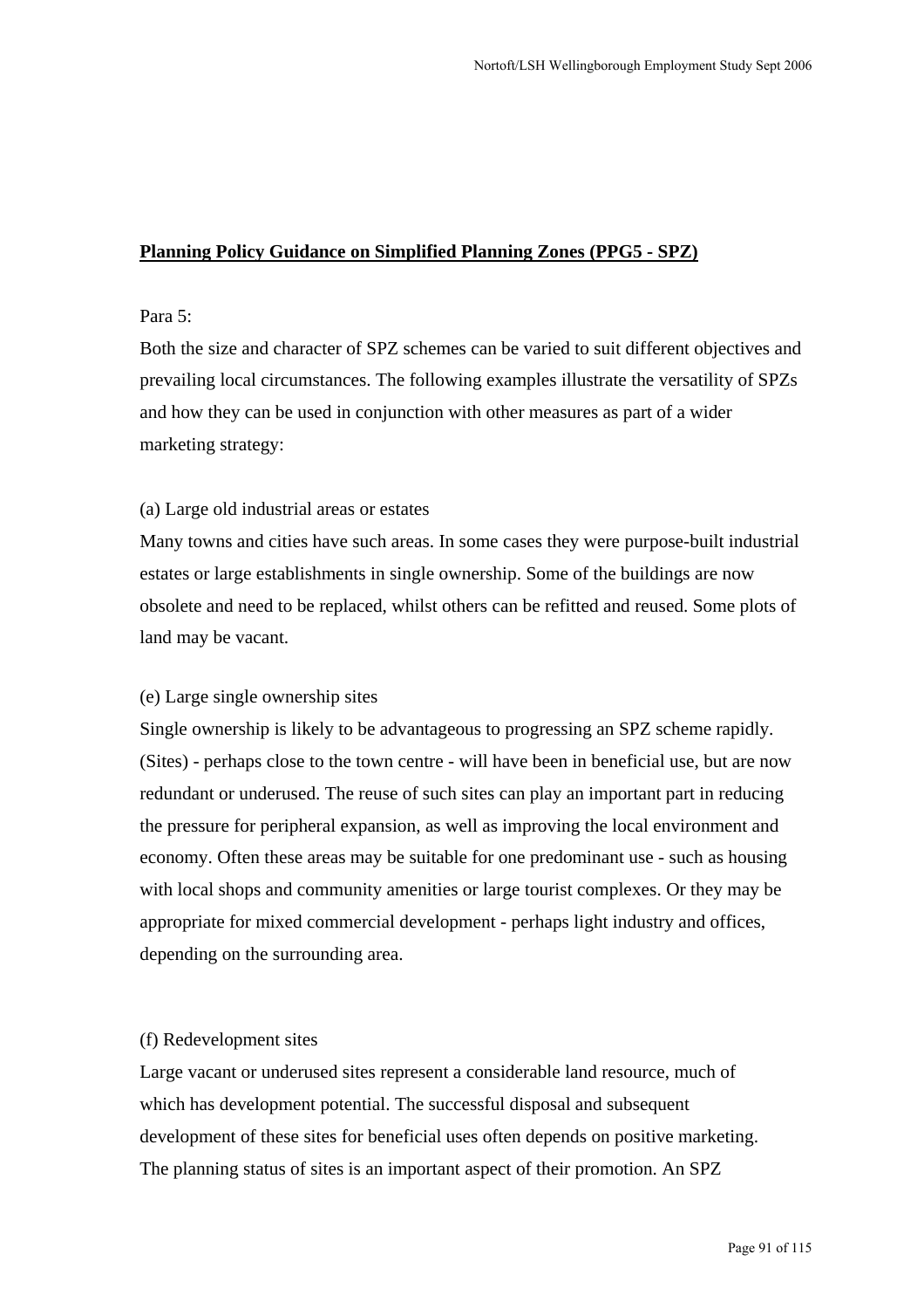**Planning Policy Guidance on Simplified Planning Zones (PPG5 - SPZ)**

Para 5:

Both the size and character of SPZ schemes can be varied to suit different objectives and prevailing local circumstances. The following examples illustrate the versatility of SPZs and how they can be used in conjunction with other measures as part of a wider marketing strategy:

(a) Large old industrial areas or estates

Many towns and cities have such areas. In some cases they were purpose-built industrial estates or large establishments in single ownership. Some of the buildings are now obsolete and need to be replaced, whilst others can be refitted and reused. Some plots of land may be vacant.

(e) Large single ownership sites

Single ownership is likely to be advantageous to progressing an SPZ scheme rapidly. (Sites) - perhaps close to the town centre - will have been in beneficial use, but are now redundant or underused. The reuse of such sites can play an important part in reducing the pressure for peripheral expansion, as well as improving the local environment and economy. Often these areas may be suitable for one predominant use - such as housing with local shops and community amenities or large tourist complexes. Or they may be appropriate for mixed commercial development - perhaps light industry and offices, depending on the surrounding area.

(f) Redevelopment sites

Large vacant or underused sites represent a considerable land resource, much of which has development potential. The successful disposal and subsequent development of these sites for beneficial uses often depends on positive marketing. The planning status of sites is an important aspect of their promotion. An SPZ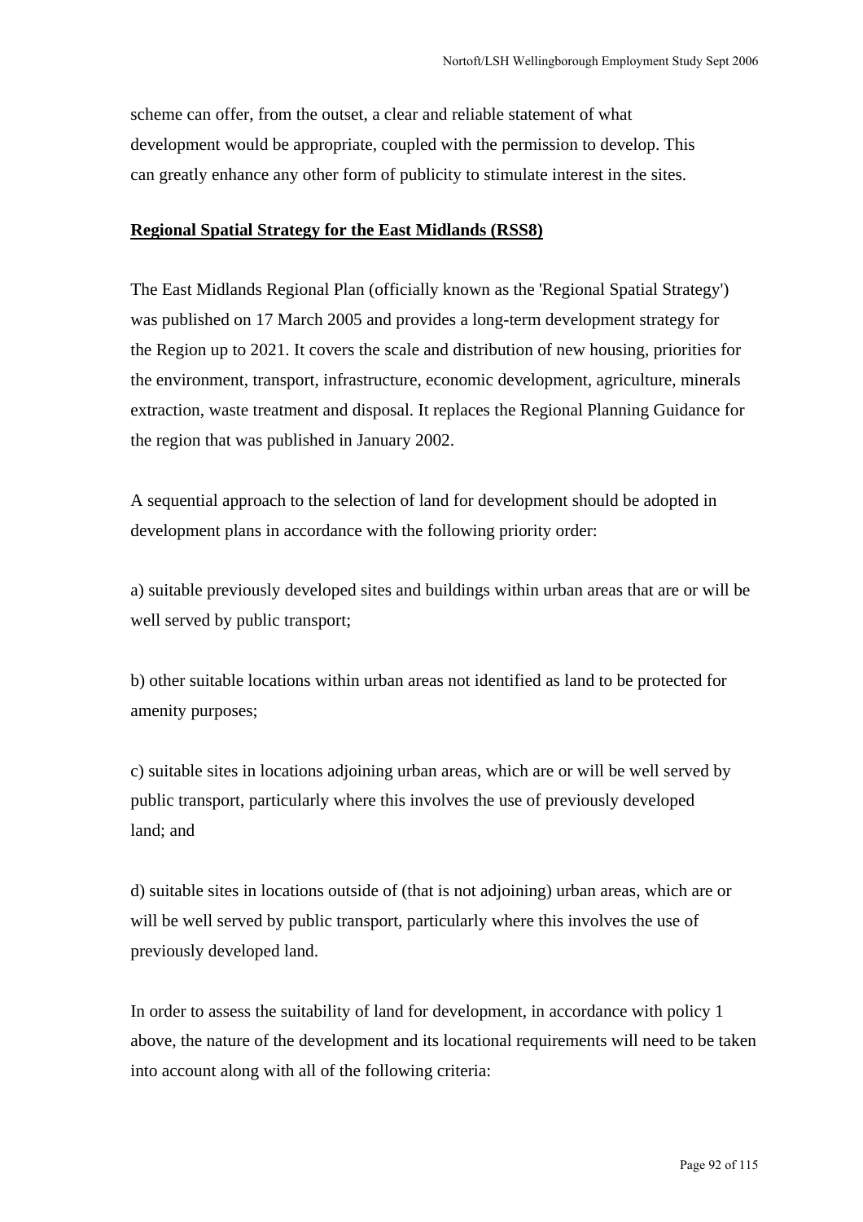scheme can offer, from the outset, a clear and reliable statement of what development would be appropriate, coupled with the permission to develop. This can greatly enhance any other form of publicity to stimulate interest in the sites.

**Regional Spatial Strategy for the East Midlands (RSS8)**

The East Midlands Regional Plan (officially known as the 'Regional Spatial Strategy') was published on 17 March 2005 and provides a long-term development strategy for the Region up to 2021. It covers the scale and distribution of new housing, priorities for the environment, transport, infrastructure, economic development, agriculture, minerals extraction, waste treatment and disposal. It replaces the Regional Planning Guidance for the region that was published in January 2002.

A sequential approach to the selection of land for development should be adopted in development plans in accordance with the following priority order:

a) suitable previously developed sites and buildings within urban areas that are or will be well served by public transport;

b) other suitable locations within urban areas not identified as land to be protected for amenity purposes;

c) suitable sites in locations adjoining urban areas, which are or will be well served by public transport, particularly where this involves the use of previously developed land; and

d) suitable sites in locations outside of (that is not adjoining) urban areas, which are or will be well served by public transport, particularly where this involves the use of previously developed land.

In order to assess the suitability of land for development, in accordance with policy 1 above, the nature of the development and its locational requirements will need to be taken into account along with all of the following criteria: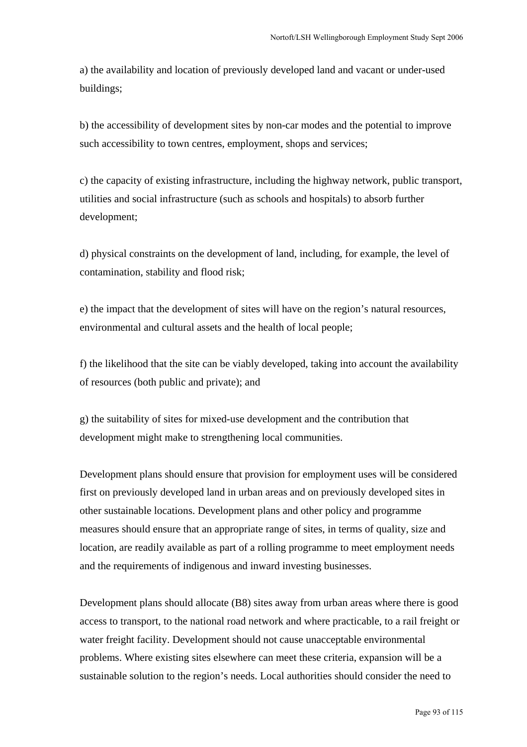a) the availability and location of previously developed land and vacant or under-used buildings;

b) the accessibility of development sites by non-car modes and the potential to improve such accessibility to town centres, employment, shops and services;

c) the capacity of existing infrastructure, including the highway network, public transport, utilities and social infrastructure (such as schools and hospitals) to absorb further development;

d) physical constraints on the development of land, including, for example, the level of contamination, stability and flood risk;

e) the impact that the development of sites will have on the region's natural resources, environmental and cultural assets and the health of local people;

f) the likelihood that the site can be viably developed, taking into account the availability of resources (both public and private); and

g) the suitability of sites for mixed-use development and the contribution that development might make to strengthening local communities.

Development plans should ensure that provision for employment uses will be considered first on previously developed land in urban areas and on previously developed sites in other sustainable locations. Development plans and other policy and programme measures should ensure that an appropriate range of sites, in terms of quality, size and location, are readily available as part of a rolling programme to meet employment needs and the requirements of indigenous and inward investing businesses.

Development plans should allocate (B8) sites away from urban areas where there is good access to transport, to the national road network and where practicable, to a rail freight or water freight facility. Development should not cause unacceptable environmental problems. Where existing sites elsewhere can meet these criteria, expansion will be a sustainable solution to the region's needs. Local authorities should consider the need to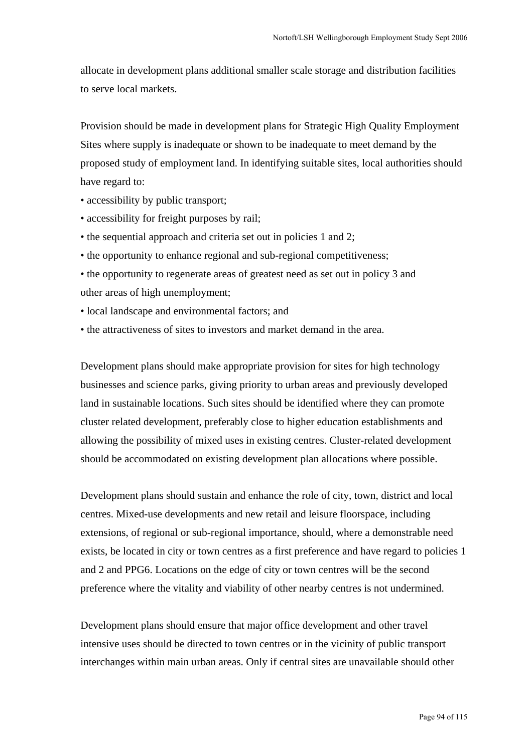allocate in development plans additional smaller scale storage and distribution facilities to serve local markets.

Provision should be made in development plans for Strategic High Quality Employment Sites where supply is inadequate or shown to be inadequate to meet demand by the proposed study of employment land. In identifying suitable sites, local authorities should have regard to:

- accessibility by public transport;
- accessibility for freight purposes by rail;
- the sequential approach and criteria set out in policies 1 and 2;
- the opportunity to enhance regional and sub-regional competitiveness;
- the opportunity to regenerate areas of greatest need as set out in policy 3 and other areas of high unemployment;
- local landscape and environmental factors; and
- the attractiveness of sites to investors and market demand in the area.

Development plans should make appropriate provision for sites for high technology businesses and science parks, giving priority to urban areas and previously developed land in sustainable locations. Such sites should be identified where they can promote cluster related development, preferably close to higher education establishments and allowing the possibility of mixed uses in existing centres. Cluster-related development should be accommodated on existing development plan allocations where possible.

Development plans should sustain and enhance the role of city, town, district and local centres. Mixed-use developments and new retail and leisure floorspace, including extensions, of regional or sub-regional importance, should, where a demonstrable need exists, be located in city or town centres as a first preference and have regard to policies 1 and 2 and PPG6. Locations on the edge of city or town centres will be the second preference where the vitality and viability of other nearby centres is not undermined.

Development plans should ensure that major office development and other travel intensive uses should be directed to town centres or in the vicinity of public transport interchanges within main urban areas. Only if central sites are unavailable should other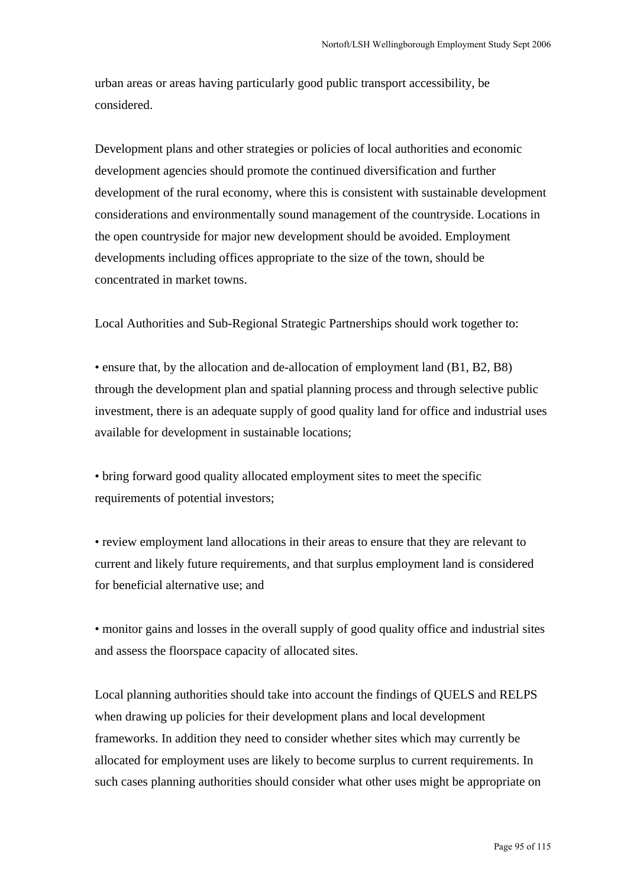urban areas or areas having particularly good public transport accessibility, be considered.

Development plans and other strategies or policies of local authorities and economic development agencies should promote the continued diversification and further development of the rural economy, where this is consistent with sustainable development considerations and environmentally sound management of the countryside. Locations in the open countryside for major new development should be avoided. Employment developments including offices appropriate to the size of the town, should be concentrated in market towns.

Local Authorities and Sub-Regional Strategic Partnerships should work together to:

• ensure that, by the allocation and de-allocation of employment land (B1, B2, B8) through the development plan and spatial planning process and through selective public investment, there is an adequate supply of good quality land for office and industrial uses available for development in sustainable locations;

• bring forward good quality allocated employment sites to meet the specific requirements of potential investors;

• review employment land allocations in their areas to ensure that they are relevant to current and likely future requirements, and that surplus employment land is considered for beneficial alternative use; and

• monitor gains and losses in the overall supply of good quality office and industrial sites and assess the floorspace capacity of allocated sites.

Local planning authorities should take into account the findings of QUELS and RELPS when drawing up policies for their development plans and local development frameworks. In addition they need to consider whether sites which may currently be allocated for employment uses are likely to become surplus to current requirements. In such cases planning authorities should consider what other uses might be appropriate on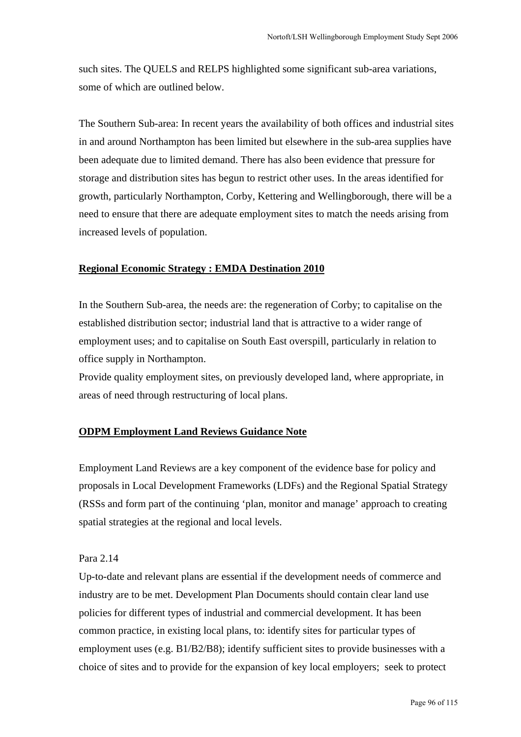such sites. The QUELS and RELPS highlighted some significant sub-area variations, some of which are outlined below.

The Southern Sub-area: In recent years the availability of both offices and industrial sites in and around Northampton has been limited but elsewhere in the sub-area supplies have been adequate due to limited demand. There has also been evidence that pressure for storage and distribution sites has begun to restrict other uses. In the areas identified for growth, particularly Northampton, Corby, Kettering and Wellingborough, there will be a need to ensure that there are adequate employment sites to match the needs arising from increased levels of population.

**Regional Economic Strategy : EMDA Destination 2010**

In the Southern Sub-area, the needs are: the regeneration of Corby; to capitalise on the established distribution sector; industrial land that is attractive to a wider range of employment uses; and to capitalise on South East overspill, particularly in relation to office supply in Northampton.

Provide quality employment sites, on previously developed land, where appropriate, in areas of need through restructuring of local plans.

**ODPM Employment Land Reviews Guidance Note**

Employment Land Reviews are a key component of the evidence base for policy and proposals in Local Development Frameworks (LDFs) and the Regional Spatial Strategy (RSSs and form part of the continuing 'plan, monitor and manage' approach to creating spatial strategies at the regional and local levels.

Para 2.14

Up-to-date and relevant plans are essential if the development needs of commerce and industry are to be met. Development Plan Documents should contain clear land use policies for different types of industrial and commercial development. It has been common practice, in existing local plans, to: identify sites for particular types of employment uses (e.g. B1/B2/B8); identify sufficient sites to provide businesses with a choice of sites and to provide for the expansion of key local employers; seek to protect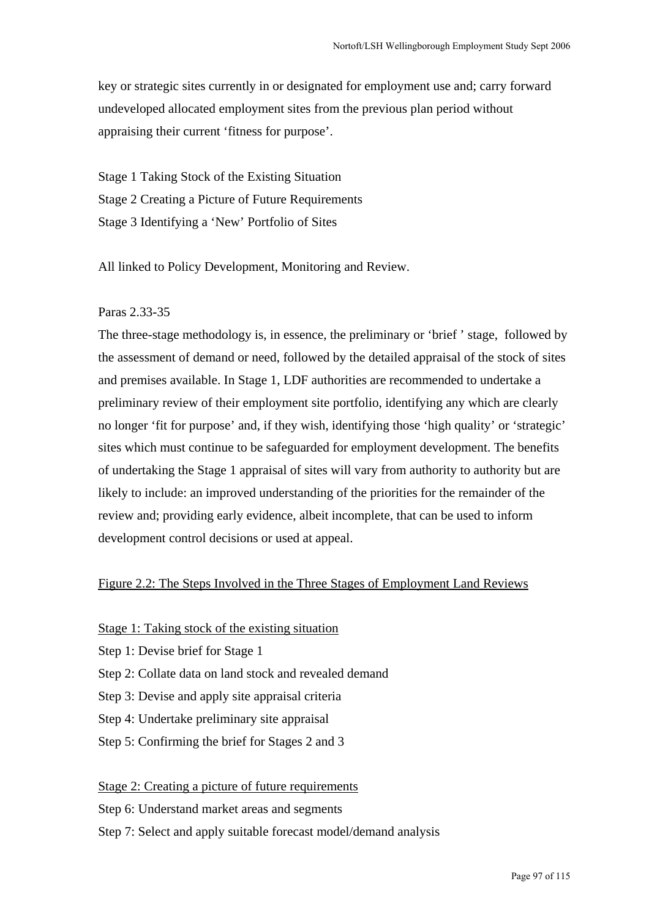key or strategic sites currently in or designated for employment use and; carry forward undeveloped allocated employment sites from the previous plan period without appraising their current 'fitness for purpose'.

Stage 1 Taking Stock of the Existing Situation
Stage 2 Creating a Picture of Future Requirements
Stage 3 Identifying a 'New' Portfolio of Sites

All linked to Policy Development, Monitoring and Review.

Paras 2.33-35

The three-stage methodology is, in essence, the preliminary or 'brief ' stage, followed by the assessment of demand or need, followed by the detailed appraisal of the stock of sites and premises available. In Stage 1, LDF authorities are recommended to undertake a preliminary review of their employment site portfolio, identifying any which are clearly no longer 'fit for purpose' and, if they wish, identifying those 'high quality' or 'strategic' sites which must continue to be safeguarded for employment development. The benefits of undertaking the Stage 1 appraisal of sites will vary from authority to authority but are likely to include: an improved understanding of the priorities for the remainder of the review and; providing early evidence, albeit incomplete, that can be used to inform development control decisions or used at appeal.

<u>Figure 2.2: The Steps Involved in the Three Stages of Employment Land Reviews</u>

<u>Stage 1: Taking stock of the existing situation</u>
Step 1: Devise brief for Stage 1
Step 2: Collate data on land stock and revealed demand
Step 3: Devise and apply site appraisal criteria
Step 4: Undertake preliminary site appraisal
Step 5: Confirming the brief for Stages 2 and 3

<u>Stage 2: Creating a picture of future requirements</u>
Step 6: Understand market areas and segments
Step 7: Select and apply suitable forecast model/demand analysis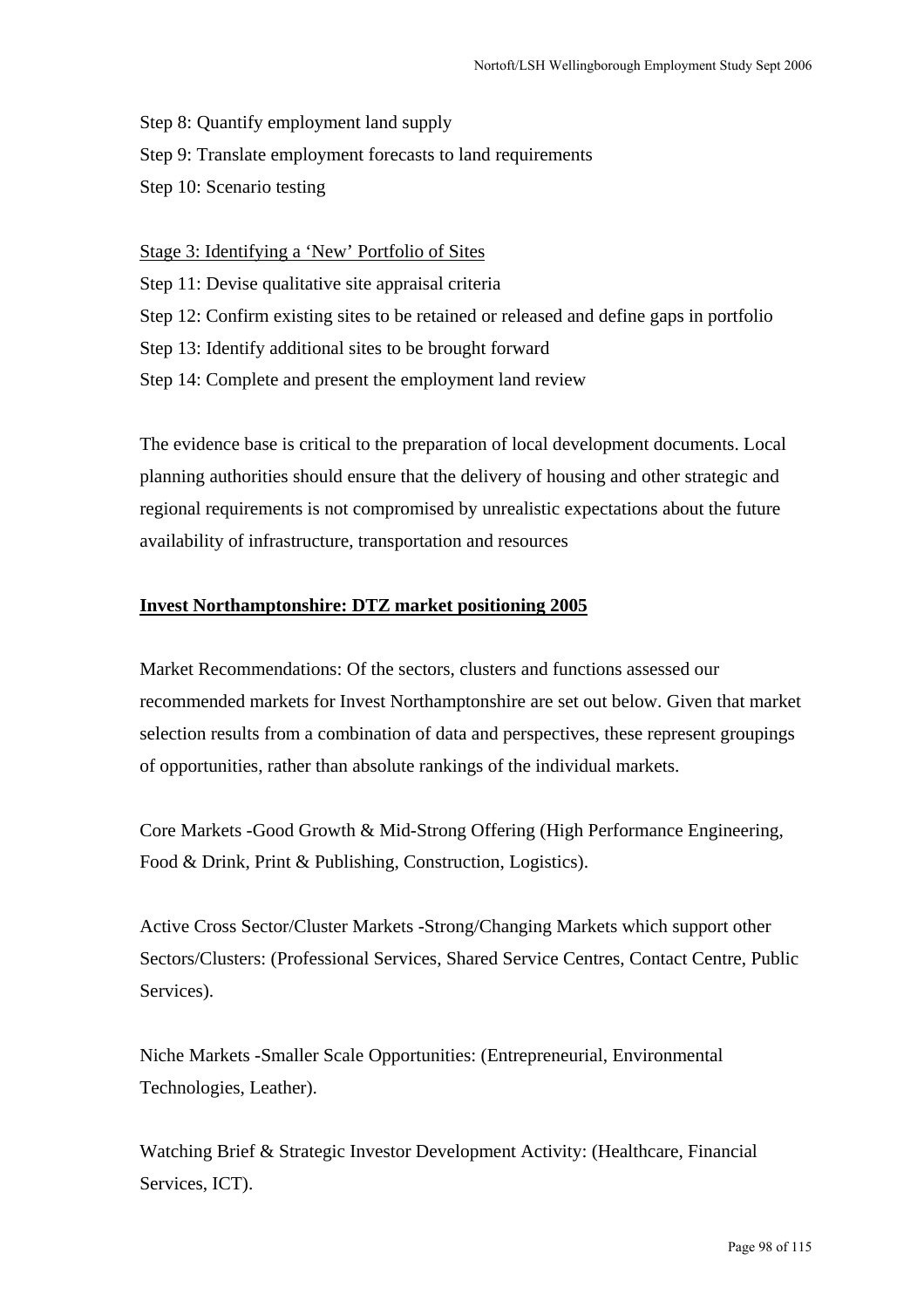Step 8: Quantify employment land supply

Step 9: Translate employment forecasts to land requirements

Step 10: Scenario testing

Stage 3: Identifying a 'New' Portfolio of Sites

Step 11: Devise qualitative site appraisal criteria

Step 12: Confirm existing sites to be retained or released and define gaps in portfolio

Step 13: Identify additional sites to be brought forward

Step 14: Complete and present the employment land review

The evidence base is critical to the preparation of local development documents. Local planning authorities should ensure that the delivery of housing and other strategic and regional requirements is not compromised by unrealistic expectations about the future availability of infrastructure, transportation and resources

**Invest Northamptonshire: DTZ market positioning 2005**

Market Recommendations: Of the sectors, clusters and functions assessed our recommended markets for Invest Northamptonshire are set out below. Given that market selection results from a combination of data and perspectives, these represent groupings of opportunities, rather than absolute rankings of the individual markets.

Core Markets -Good Growth & Mid-Strong Offering (High Performance Engineering, Food & Drink, Print & Publishing, Construction, Logistics).

Active Cross Sector/Cluster Markets -Strong/Changing Markets which support other Sectors/Clusters: (Professional Services, Shared Service Centres, Contact Centre, Public Services).

Niche Markets -Smaller Scale Opportunities: (Entrepreneurial, Environmental Technologies, Leather).

Watching Brief & Strategic Investor Development Activity: (Healthcare, Financial Services, ICT).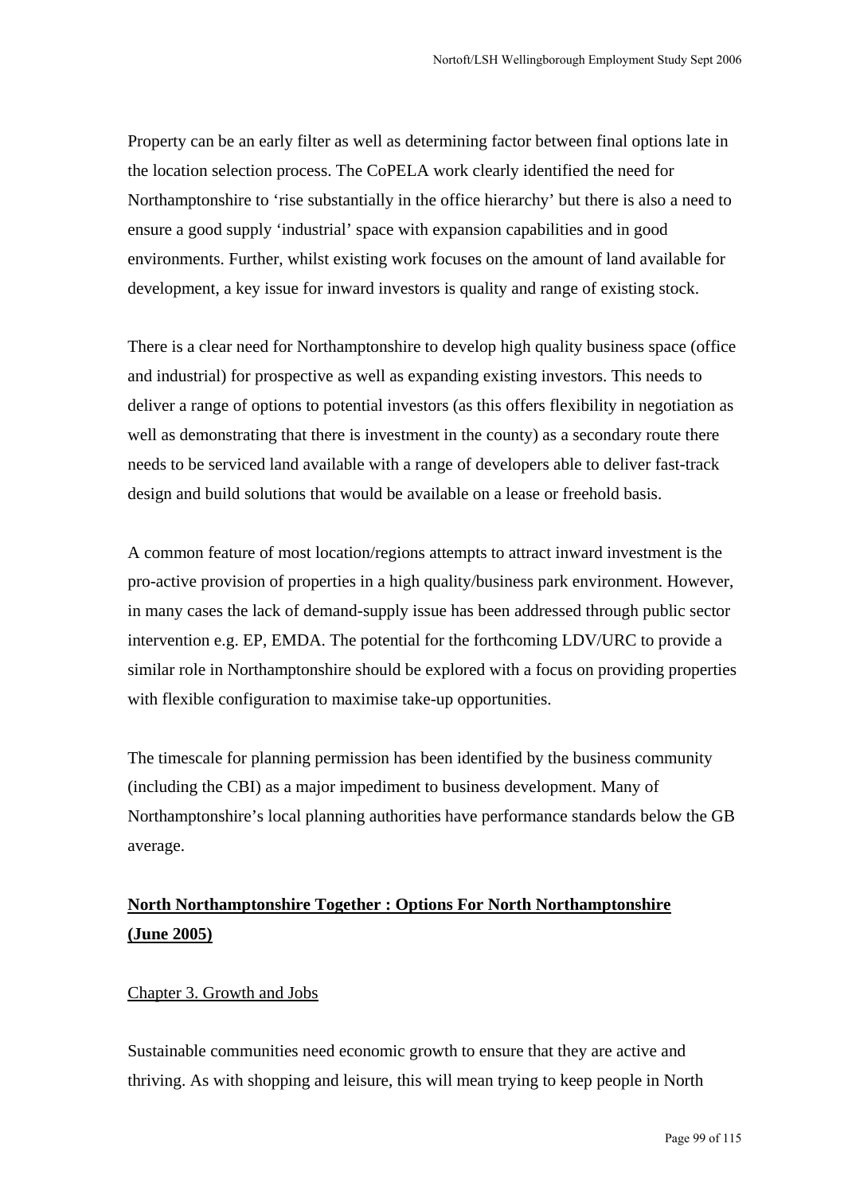Property can be an early filter as well as determining factor between final options late in the location selection process. The CoPELA work clearly identified the need for Northamptonshire to 'rise substantially in the office hierarchy' but there is also a need to ensure a good supply 'industrial' space with expansion capabilities and in good environments. Further, whilst existing work focuses on the amount of land available for development, a key issue for inward investors is quality and range of existing stock.

There is a clear need for Northamptonshire to develop high quality business space (office and industrial) for prospective as well as expanding existing investors. This needs to deliver a range of options to potential investors (as this offers flexibility in negotiation as well as demonstrating that there is investment in the county) as a secondary route there needs to be serviced land available with a range of developers able to deliver fast-track design and build solutions that would be available on a lease or freehold basis.

A common feature of most location/regions attempts to attract inward investment is the pro-active provision of properties in a high quality/business park environment. However, in many cases the lack of demand-supply issue has been addressed through public sector intervention e.g. EP, EMDA. The potential for the forthcoming LDV/URC to provide a similar role in Northamptonshire should be explored with a focus on providing properties with flexible configuration to maximise take-up opportunities.

The timescale for planning permission has been identified by the business community (including the CBI) as a major impediment to business development. Many of Northamptonshire's local planning authorities have performance standards below the GB average.

## North Northamptonshire Together : Options For North Northamptonshire (June 2005)

### Chapter 3. Growth and Jobs

Sustainable communities need economic growth to ensure that they are active and thriving. As with shopping and leisure, this will mean trying to keep people in North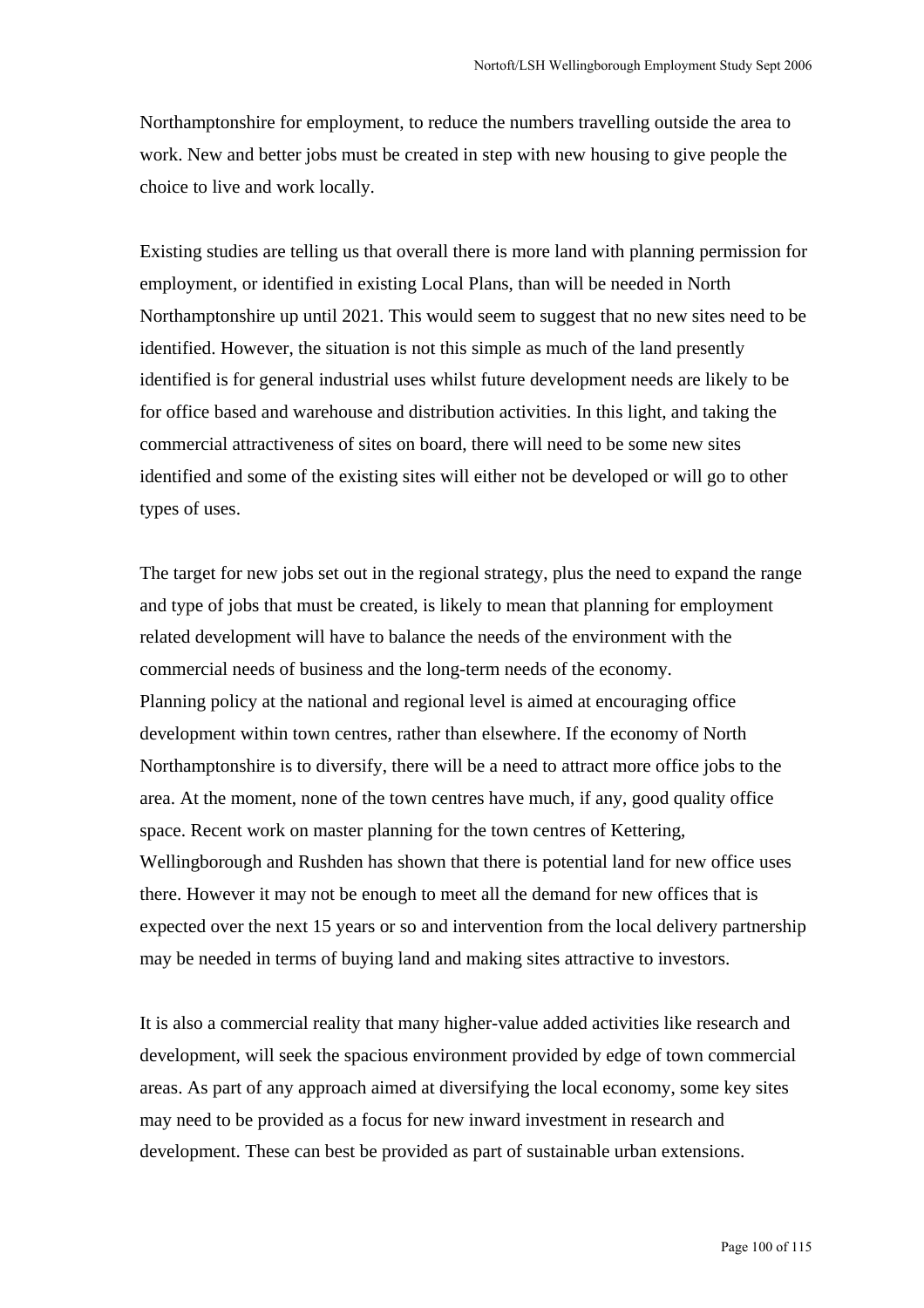Northamptonshire for employment, to reduce the numbers travelling outside the area to work. New and better jobs must be created in step with new housing to give people the choice to live and work locally.

Existing studies are telling us that overall there is more land with planning permission for employment, or identified in existing Local Plans, than will be needed in North Northamptonshire up until 2021. This would seem to suggest that no new sites need to be identified. However, the situation is not this simple as much of the land presently identified is for general industrial uses whilst future development needs are likely to be for office based and warehouse and distribution activities. In this light, and taking the commercial attractiveness of sites on board, there will need to be some new sites identified and some of the existing sites will either not be developed or will go to other types of uses.

The target for new jobs set out in the regional strategy, plus the need to expand the range and type of jobs that must be created, is likely to mean that planning for employment related development will have to balance the needs of the environment with the commercial needs of business and the long-term needs of the economy.
Planning policy at the national and regional level is aimed at encouraging office development within town centres, rather than elsewhere. If the economy of North Northamptonshire is to diversify, there will be a need to attract more office jobs to the area. At the moment, none of the town centres have much, if any, good quality office space. Recent work on master planning for the town centres of Kettering, Wellingborough and Rushden has shown that there is potential land for new office uses there. However it may not be enough to meet all the demand for new offices that is expected over the next 15 years or so and intervention from the local delivery partnership may be needed in terms of buying land and making sites attractive to investors.

It is also a commercial reality that many higher-value added activities like research and development, will seek the spacious environment provided by edge of town commercial areas. As part of any approach aimed at diversifying the local economy, some key sites may need to be provided as a focus for new inward investment in research and development. These can best be provided as part of sustainable urban extensions.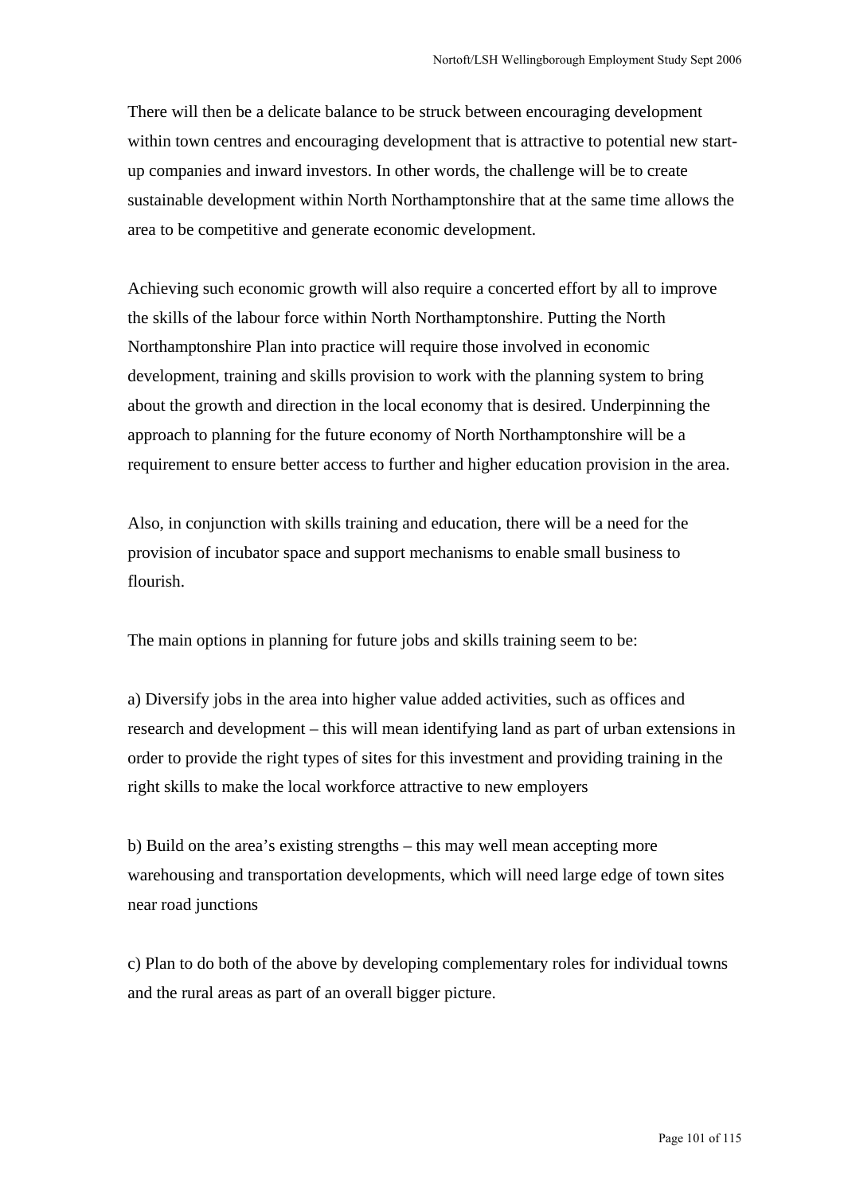There will then be a delicate balance to be struck between encouraging development within town centres and encouraging development that is attractive to potential new start-up companies and inward investors. In other words, the challenge will be to create sustainable development within North Northamptonshire that at the same time allows the area to be competitive and generate economic development.

Achieving such economic growth will also require a concerted effort by all to improve the skills of the labour force within North Northamptonshire. Putting the North Northamptonshire Plan into practice will require those involved in economic development, training and skills provision to work with the planning system to bring about the growth and direction in the local economy that is desired. Underpinning the approach to planning for the future economy of North Northamptonshire will be a requirement to ensure better access to further and higher education provision in the area.

Also, in conjunction with skills training and education, there will be a need for the provision of incubator space and support mechanisms to enable small business to flourish.

The main options in planning for future jobs and skills training seem to be:

a) Diversify jobs in the area into higher value added activities, such as offices and research and development – this will mean identifying land as part of urban extensions in order to provide the right types of sites for this investment and providing training in the right skills to make the local workforce attractive to new employers

b) Build on the area's existing strengths – this may well mean accepting more warehousing and transportation developments, which will need large edge of town sites near road junctions

c) Plan to do both of the above by developing complementary roles for individual towns and the rural areas as part of an overall bigger picture.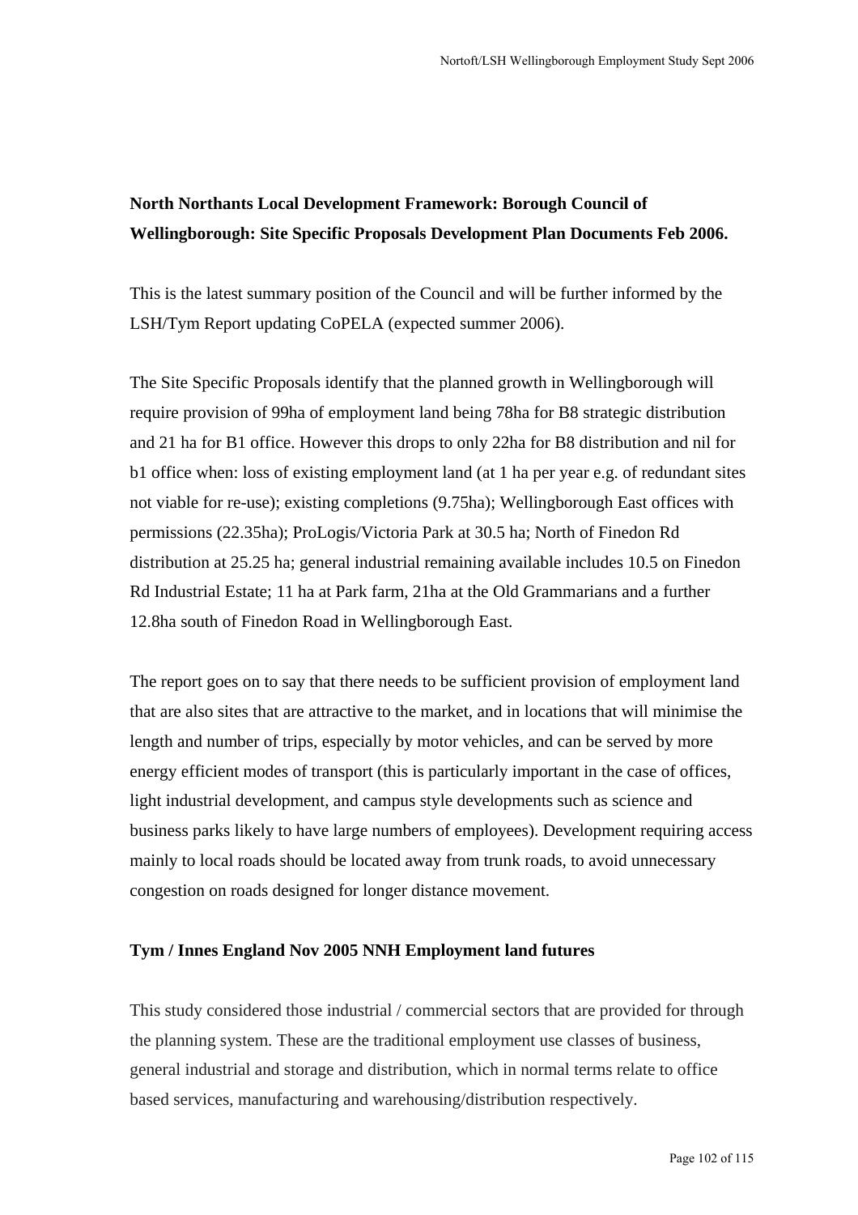**North Northants Local Development Framework: Borough Council of Wellingborough: Site Specific Proposals Development Plan Documents Feb 2006.**

This is the latest summary position of the Council and will be further informed by the LSH/Tym Report updating CoPELA (expected summer 2006).

The Site Specific Proposals identify that the planned growth in Wellingborough will require provision of 99ha of employment land being 78ha for B8 strategic distribution and 21 ha for B1 office. However this drops to only 22ha for B8 distribution and nil for b1 office when: loss of existing employment land (at 1 ha per year e.g. of redundant sites not viable for re-use); existing completions (9.75ha); Wellingborough East offices with permissions (22.35ha); ProLogis/Victoria Park at 30.5 ha; North of Finedon Rd distribution at 25.25 ha; general industrial remaining available includes 10.5 on Finedon Rd Industrial Estate; 11 ha at Park farm, 21ha at the Old Grammarians and a further 12.8ha south of Finedon Road in Wellingborough East.

The report goes on to say that there needs to be sufficient provision of employment land that are also sites that are attractive to the market, and in locations that will minimise the length and number of trips, especially by motor vehicles, and can be served by more energy efficient modes of transport (this is particularly important in the case of offices, light industrial development, and campus style developments such as science and business parks likely to have large numbers of employees). Development requiring access mainly to local roads should be located away from trunk roads, to avoid unnecessary congestion on roads designed for longer distance movement.

**Tym / Innes England Nov 2005 NNH Employment land futures**

This study considered those industrial / commercial sectors that are provided for through the planning system. These are the traditional employment use classes of business, general industrial and storage and distribution, which in normal terms relate to office based services, manufacturing and warehousing/distribution respectively.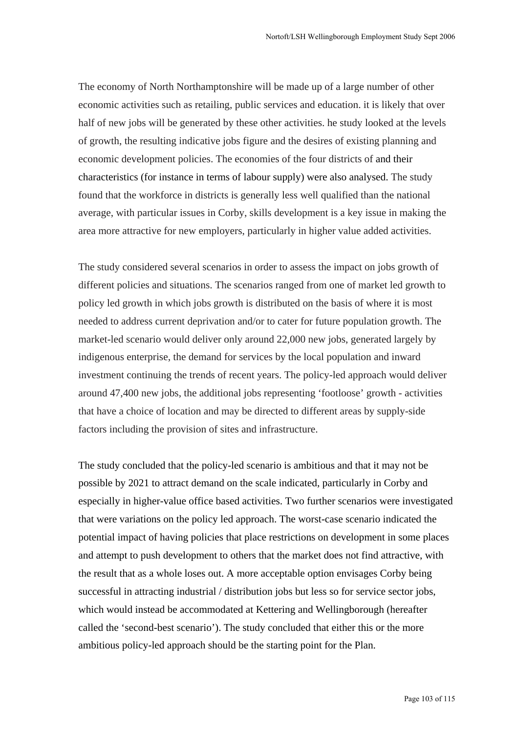The economy of North Northamptonshire will be made up of a large number of other economic activities such as retailing, public services and education. it is likely that over half of new jobs will be generated by these other activities. he study looked at the levels of growth, the resulting indicative jobs figure and the desires of existing planning and economic development policies. The economies of the four districts of and their characteristics (for instance in terms of labour supply) were also analysed. The study found that the workforce in districts is generally less well qualified than the national average, with particular issues in Corby, skills development is a key issue in making the area more attractive for new employers, particularly in higher value added activities.

The study considered several scenarios in order to assess the impact on jobs growth of different policies and situations. The scenarios ranged from one of market led growth to policy led growth in which jobs growth is distributed on the basis of where it is most needed to address current deprivation and/or to cater for future population growth. The market-led scenario would deliver only around 22,000 new jobs, generated largely by indigenous enterprise, the demand for services by the local population and inward investment continuing the trends of recent years. The policy-led approach would deliver around 47,400 new jobs, the additional jobs representing 'footloose' growth - activities that have a choice of location and may be directed to different areas by supply-side factors including the provision of sites and infrastructure.

The study concluded that the policy-led scenario is ambitious and that it may not be possible by 2021 to attract demand on the scale indicated, particularly in Corby and especially in higher-value office based activities. Two further scenarios were investigated that were variations on the policy led approach. The worst-case scenario indicated the potential impact of having policies that place restrictions on development in some places and attempt to push development to others that the market does not find attractive, with the result that as a whole loses out. A more acceptable option envisages Corby being successful in attracting industrial / distribution jobs but less so for service sector jobs, which would instead be accommodated at Kettering and Wellingborough (hereafter called the 'second-best scenario'). The study concluded that either this or the more ambitious policy-led approach should be the starting point for the Plan.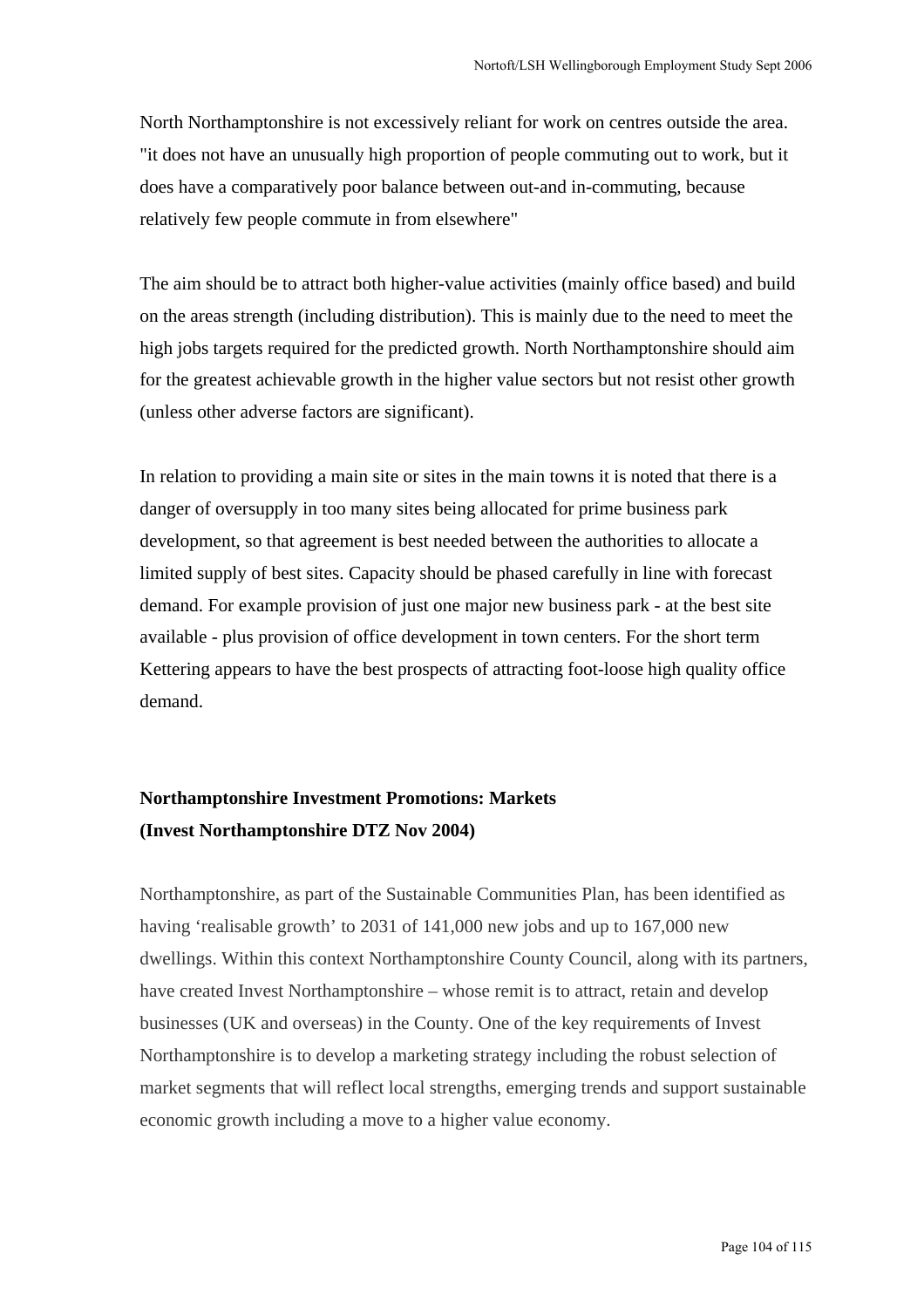North Northamptonshire is not excessively reliant for work on centres outside the area. "it does not have an unusually high proportion of people commuting out to work, but it does have a comparatively poor balance between out-and in-commuting, because relatively few people commute in from elsewhere"

The aim should be to attract both higher-value activities (mainly office based) and build on the areas strength (including distribution). This is mainly due to the need to meet the high jobs targets required for the predicted growth. North Northamptonshire should aim for the greatest achievable growth in the higher value sectors but not resist other growth (unless other adverse factors are significant).

In relation to providing a main site or sites in the main towns it is noted that there is a danger of oversupply in too many sites being allocated for prime business park development, so that agreement is best needed between the authorities to allocate a limited supply of best sites. Capacity should be phased carefully in line with forecast demand. For example provision of just one major new business park - at the best site available - plus provision of office development in town centers. For the short term Kettering appears to have the best prospects of attracting foot-loose high quality office demand.

**Northamptonshire Investment Promotions: Markets**
**(Invest Northamptonshire DTZ Nov 2004)**

Northamptonshire, as part of the Sustainable Communities Plan, has been identified as having 'realisable growth' to 2031 of 141,000 new jobs and up to 167,000 new dwellings. Within this context Northamptonshire County Council, along with its partners, have created Invest Northamptonshire – whose remit is to attract, retain and develop businesses (UK and overseas) in the County. One of the key requirements of Invest Northamptonshire is to develop a marketing strategy including the robust selection of market segments that will reflect local strengths, emerging trends and support sustainable economic growth including a move to a higher value economy.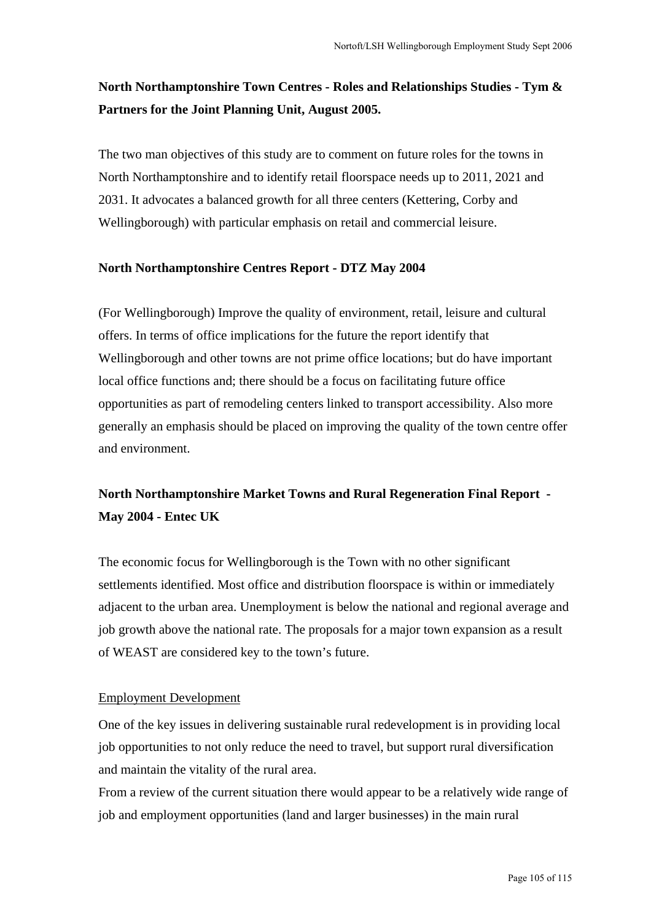**North Northamptonshire Town Centres - Roles and Relationships Studies - Tym & Partners for the Joint Planning Unit, August 2005.**

The two man objectives of this study are to comment on future roles for the towns in North Northamptonshire and to identify retail floorspace needs up to 2011, 2021 and 2031. It advocates a balanced growth for all three centers (Kettering, Corby and Wellingborough) with particular emphasis on retail and commercial leisure.

**North Northamptonshire Centres Report - DTZ May 2004**

(For Wellingborough) Improve the quality of environment, retail, leisure and cultural offers. In terms of office implications for the future the report identify that Wellingborough and other towns are not prime office locations; but do have important local office functions and; there should be a focus on facilitating future office opportunities as part of remodeling centers linked to transport accessibility. Also more generally an emphasis should be placed on improving the quality of the town centre offer and environment.

**North Northamptonshire Market Towns and Rural Regeneration Final Report - May 2004 - Entec UK**

The economic focus for Wellingborough is the Town with no other significant settlements identified. Most office and distribution floorspace is within or immediately adjacent to the urban area. Unemployment is below the national and regional average and job growth above the national rate. The proposals for a major town expansion as a result of WEAST are considered key to the town's future.

<u>Employment Development</u>

One of the key issues in delivering sustainable rural redevelopment is in providing local job opportunities to not only reduce the need to travel, but support rural diversification and maintain the vitality of the rural area.

From a review of the current situation there would appear to be a relatively wide range of job and employment opportunities (land and larger businesses) in the main rural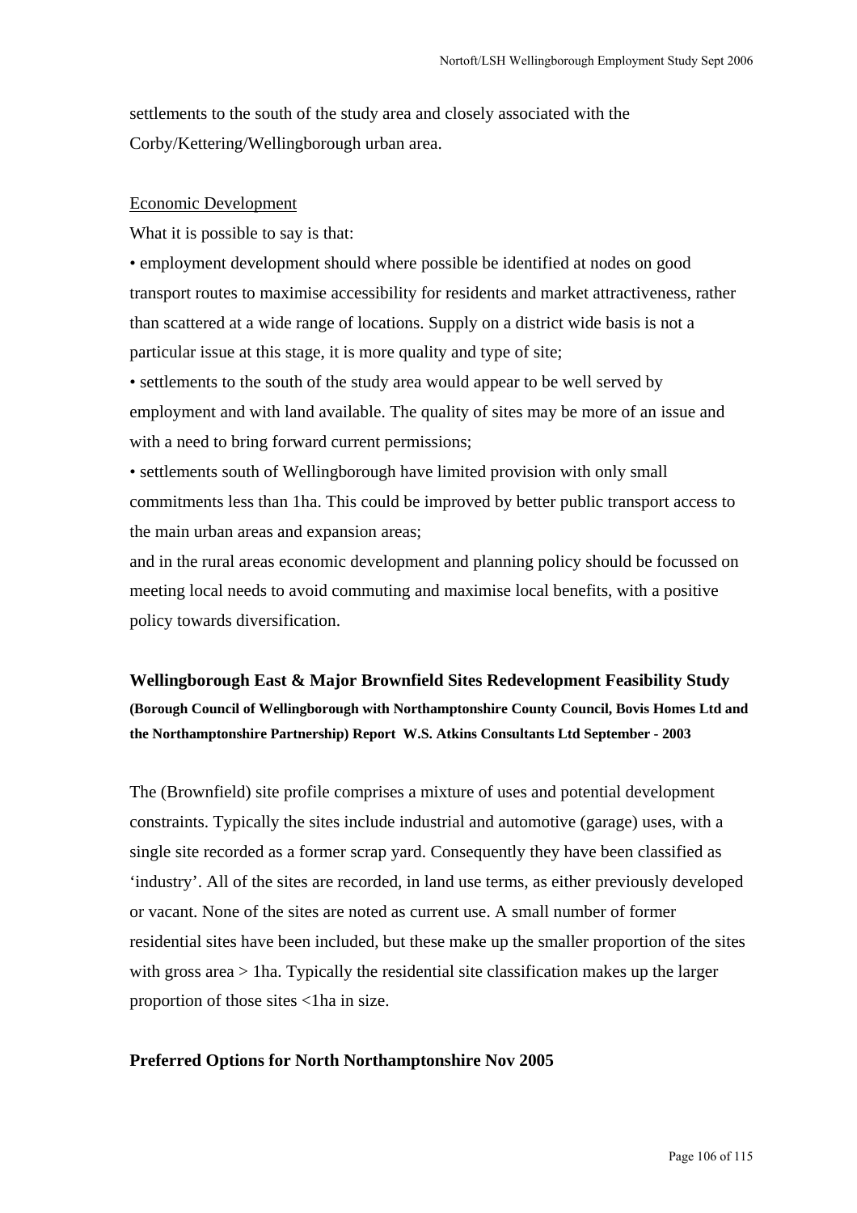settlements to the south of the study area and closely associated with the Corby/Kettering/Wellingborough urban area.

Economic Development

What it is possible to say is that:

- employment development should where possible be identified at nodes on good transport routes to maximise accessibility for residents and market attractiveness, rather than scattered at a wide range of locations. Supply on a district wide basis is not a particular issue at this stage, it is more quality and type of site;
- settlements to the south of the study area would appear to be well served by employment and with land available. The quality of sites may be more of an issue and with a need to bring forward current permissions;
- settlements south of Wellingborough have limited provision with only small commitments less than 1ha. This could be improved by better public transport access to the main urban areas and expansion areas;

and in the rural areas economic development and planning policy should be focussed on meeting local needs to avoid commuting and maximise local benefits, with a positive policy towards diversification.

**Wellingborough East & Major Brownfield Sites Redevelopment Feasibility Study**
**(Borough Council of Wellingborough with Northamptonshire County Council, Bovis Homes Ltd and the Northamptonshire Partnership) Report W.S. Atkins Consultants Ltd September - 2003**

The (Brownfield) site profile comprises a mixture of uses and potential development constraints. Typically the sites include industrial and automotive (garage) uses, with a single site recorded as a former scrap yard. Consequently they have been classified as 'industry'. All of the sites are recorded, in land use terms, as either previously developed or vacant. None of the sites are noted as current use. A small number of former residential sites have been included, but these make up the smaller proportion of the sites with gross area > 1ha. Typically the residential site classification makes up the larger proportion of those sites <1ha in size.

**Preferred Options for North Northamptonshire Nov 2005**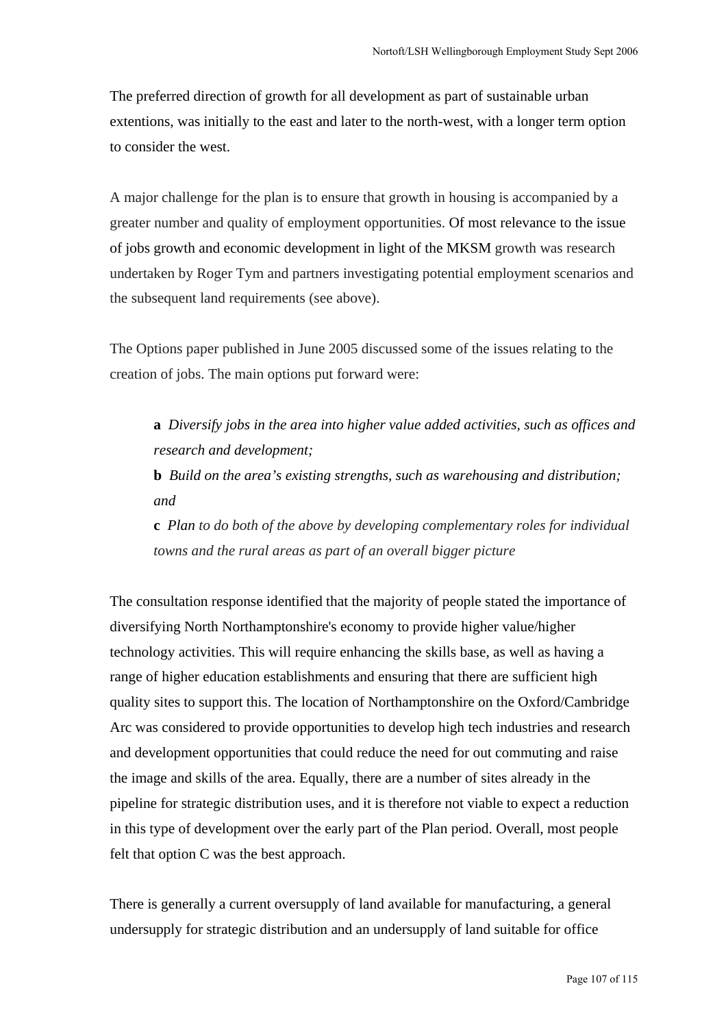The preferred direction of growth for all development as part of sustainable urban extentions, was initially to the east and later to the north-west, with a longer term option to consider the west.

A major challenge for the plan is to ensure that growth in housing is accompanied by a greater number and quality of employment opportunities. Of most relevance to the issue of jobs growth and economic development in light of the MKSM growth was research undertaken by Roger Tym and partners investigating potential employment scenarios and the subsequent land requirements (see above).

The Options paper published in June 2005 discussed some of the issues relating to the creation of jobs. The main options put forward were:

> **a** *Diversify jobs in the area into higher value added activities, such as offices and research and development;*
>
> **b** *Build on the area's existing strengths, such as warehousing and distribution; and*
>
> **c** *Plan to do both of the above by developing complementary roles for individual towns and the rural areas as part of an overall bigger picture*

The consultation response identified that the majority of people stated the importance of diversifying North Northamptonshire's economy to provide higher value/higher technology activities. This will require enhancing the skills base, as well as having a range of higher education establishments and ensuring that there are sufficient high quality sites to support this. The location of Northamptonshire on the Oxford/Cambridge Arc was considered to provide opportunities to develop high tech industries and research and development opportunities that could reduce the need for out commuting and raise the image and skills of the area. Equally, there are a number of sites already in the pipeline for strategic distribution uses, and it is therefore not viable to expect a reduction in this type of development over the early part of the Plan period. Overall, most people felt that option C was the best approach.

There is generally a current oversupply of land available for manufacturing, a general undersupply for strategic distribution and an undersupply of land suitable for office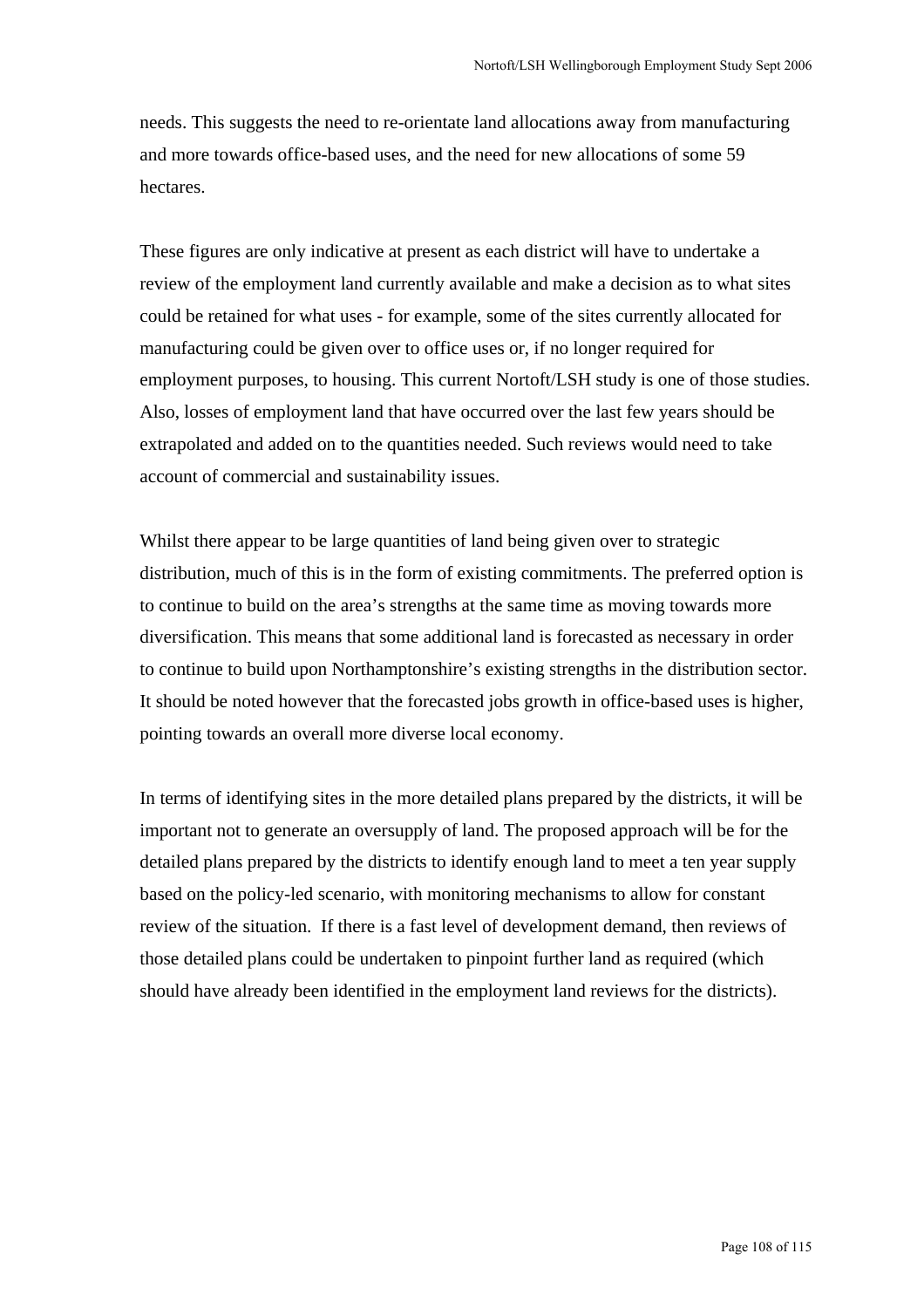needs. This suggests the need to re-orientate land allocations away from manufacturing and more towards office-based uses, and the need for new allocations of some 59 hectares.

These figures are only indicative at present as each district will have to undertake a review of the employment land currently available and make a decision as to what sites could be retained for what uses - for example, some of the sites currently allocated for manufacturing could be given over to office uses or, if no longer required for employment purposes, to housing. This current Nortoft/LSH study is one of those studies. Also, losses of employment land that have occurred over the last few years should be extrapolated and added on to the quantities needed. Such reviews would need to take account of commercial and sustainability issues.

Whilst there appear to be large quantities of land being given over to strategic distribution, much of this is in the form of existing commitments. The preferred option is to continue to build on the area's strengths at the same time as moving towards more diversification. This means that some additional land is forecasted as necessary in order to continue to build upon Northamptonshire's existing strengths in the distribution sector. It should be noted however that the forecasted jobs growth in office-based uses is higher, pointing towards an overall more diverse local economy.

In terms of identifying sites in the more detailed plans prepared by the districts, it will be important not to generate an oversupply of land. The proposed approach will be for the detailed plans prepared by the districts to identify enough land to meet a ten year supply based on the policy-led scenario, with monitoring mechanisms to allow for constant review of the situation. If there is a fast level of development demand, then reviews of those detailed plans could be undertaken to pinpoint further land as required (which should have already been identified in the employment land reviews for the districts).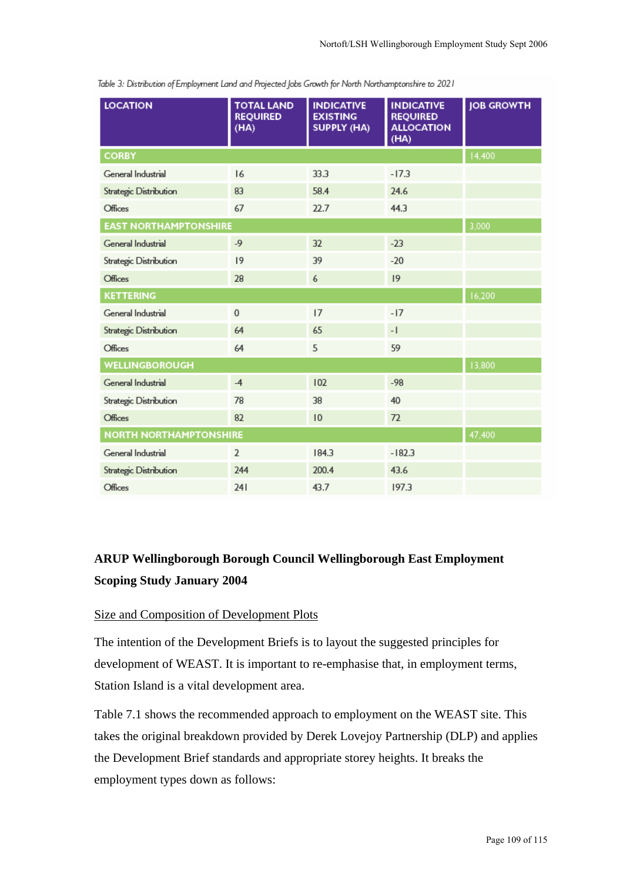Table 3: Distribution of Employment Land and Projected Jobs Growth for North Northamptonshire to 2021

| LOCATION | TOTAL LAND REQUIRED (HA) | INDICATIVE EXISTING SUPPLY (HA) | INDICATIVE REQUIRED ALLOCATION (HA) | JOB GROWTH |
|---|---|---|---|---|
| **CORBY** | | | | 14,400 |
| General Industrial | 16 | 33.3 | -17.3 | |
| Strategic Distribution | 83 | 58.4 | 24.6 | |
| Offices | 67 | 22.7 | 44.3 | |
| **EAST NORTHAMPTONSHIRE** | | | | 3,000 |
| General Industrial | -9 | 32 | -23 | |
| Strategic Distribution | 19 | 39 | -20 | |
| Offices | 28 | 6 | 19 | |
| **KETTERING** | | | | 16,200 |
| General Industrial | 0 | 17 | -17 | |
| Strategic Distribution | 64 | 65 | -1 | |
| Offices | 64 | 5 | 59 | |
| **WELLINGBOROUGH** | | | | 13,800 |
| General Industrial | -4 | 102 | -98 | |
| Strategic Distribution | 78 | 38 | 40 | |
| Offices | 82 | 10 | 72 | |
| **NORTH NORTHAMPTONSHIRE** | | | | 47,400 |
| General Industrial | 2 | 184.3 | -182.3 | |
| Strategic Distribution | 244 | 200.4 | 43.6 | |
| Offices | 241 | 43.7 | 197.3 | |

**ARUP Wellingborough Borough Council Wellingborough East Employment Scoping Study January 2004**

Size and Composition of Development Plots

The intention of the Development Briefs is to layout the suggested principles for development of WEAST. It is important to re-emphasise that, in employment terms, Station Island is a vital development area.

Table 7.1 shows the recommended approach to employment on the WEAST site. This takes the original breakdown provided by Derek Lovejoy Partnership (DLP) and applies the Development Brief standards and appropriate storey heights. It breaks the employment types down as follows: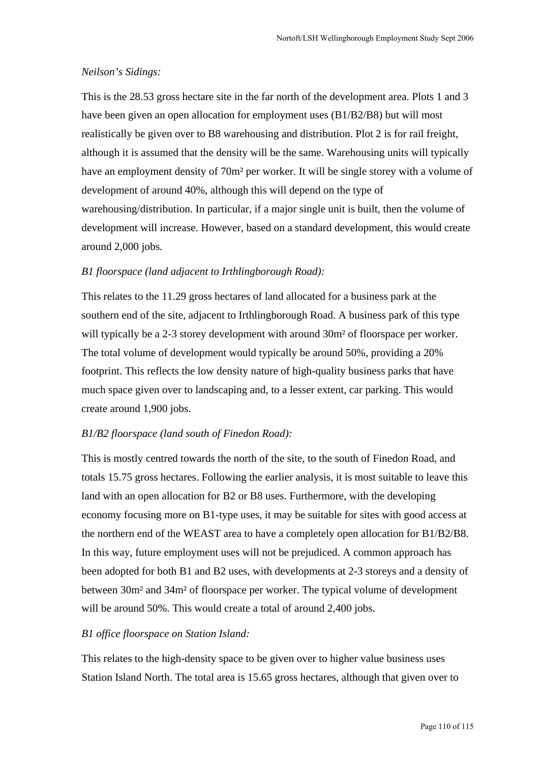*Neilson's Sidings:*

This is the 28.53 gross hectare site in the far north of the development area. Plots 1 and 3 have been given an open allocation for employment uses (B1/B2/B8) but will most realistically be given over to B8 warehousing and distribution. Plot 2 is for rail freight, although it is assumed that the density will be the same. Warehousing units will typically have an employment density of 70m² per worker. It will be single storey with a volume of development of around 40%, although this will depend on the type of warehousing/distribution. In particular, if a major single unit is built, then the volume of development will increase. However, based on a standard development, this would create around 2,000 jobs.

*B1 floorspace (land adjacent to Irthlingborough Road):*

This relates to the 11.29 gross hectares of land allocated for a business park at the southern end of the site, adjacent to Irthlingborough Road. A business park of this type will typically be a 2-3 storey development with around 30m² of floorspace per worker. The total volume of development would typically be around 50%, providing a 20% footprint. This reflects the low density nature of high-quality business parks that have much space given over to landscaping and, to a lesser extent, car parking. This would create around 1,900 jobs.

*B1/B2 floorspace (land south of Finedon Road):*

This is mostly centred towards the north of the site, to the south of Finedon Road, and totals 15.75 gross hectares. Following the earlier analysis, it is most suitable to leave this land with an open allocation for B2 or B8 uses. Furthermore, with the developing economy focusing more on B1-type uses, it may be suitable for sites with good access at the northern end of the WEAST area to have a completely open allocation for B1/B2/B8. In this way, future employment uses will not be prejudiced. A common approach has been adopted for both B1 and B2 uses, with developments at 2-3 storeys and a density of between 30m² and 34m² of floorspace per worker. The typical volume of development will be around 50%. This would create a total of around 2,400 jobs.

*B1 office floorspace on Station Island:*

This relates to the high-density space to be given over to higher value business uses Station Island North. The total area is 15.65 gross hectares, although that given over to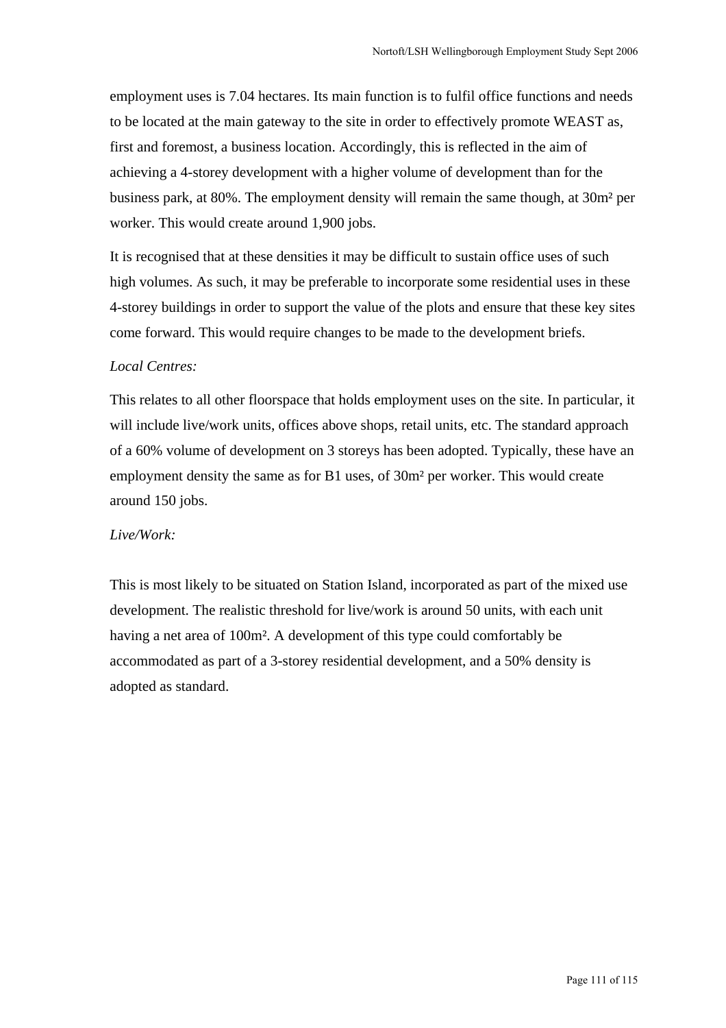employment uses is 7.04 hectares. Its main function is to fulfil office functions and needs to be located at the main gateway to the site in order to effectively promote WEAST as, first and foremost, a business location. Accordingly, this is reflected in the aim of achieving a 4-storey development with a higher volume of development than for the business park, at 80%. The employment density will remain the same though, at 30m² per worker. This would create around 1,900 jobs.

It is recognised that at these densities it may be difficult to sustain office uses of such high volumes. As such, it may be preferable to incorporate some residential uses in these 4-storey buildings in order to support the value of the plots and ensure that these key sites come forward. This would require changes to be made to the development briefs.

*Local Centres:*

This relates to all other floorspace that holds employment uses on the site. In particular, it will include live/work units, offices above shops, retail units, etc. The standard approach of a 60% volume of development on 3 storeys has been adopted. Typically, these have an employment density the same as for B1 uses, of 30m² per worker. This would create around 150 jobs.

*Live/Work:*

This is most likely to be situated on Station Island, incorporated as part of the mixed use development. The realistic threshold for live/work is around 50 units, with each unit having a net area of 100m². A development of this type could comfortably be accommodated as part of a 3-storey residential development, and a 50% density is adopted as standard.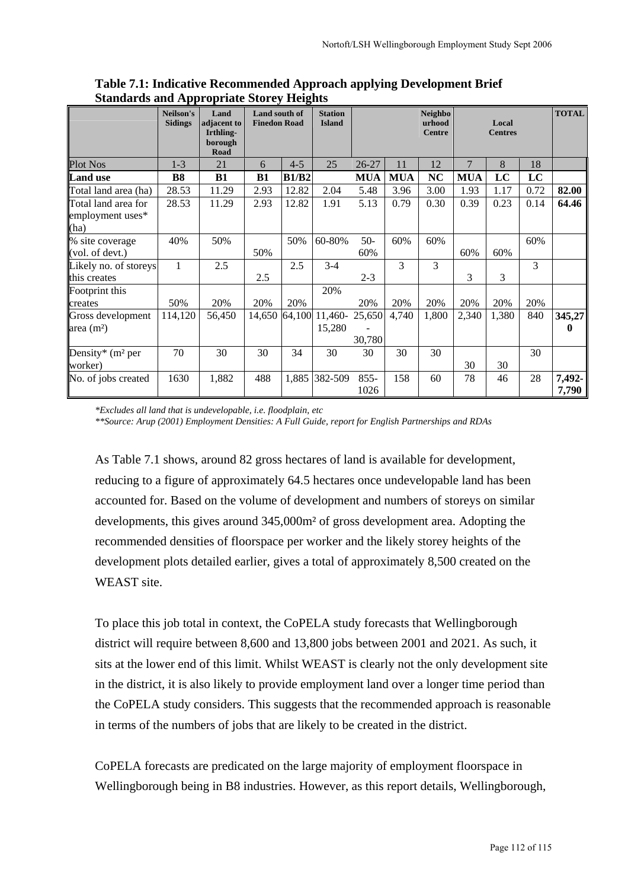**Table 7.1: Indicative Recommended Approach applying Development Brief Standards and Appropriate Storey Heights**

| | Neilson's Sidings | Land adjacent to Irthling-borough Road | Land south of Finedon Road | | Station Island | | | Neighbourhood Centre | Local Centres | | | TOTAL |
|---|---|---|---|---|---|---|---|---|---|---|---|---|
| Plot Nos | 1-3 | 21 | 6 | 4-5 | 25 | 26-27 | 11 | 12 | 7 | 8 | 18 | |
| **Land use** | **B8** | **B1** | **B1** | **B1/B2** | | **MUA** | **MUA** | **NC** | **MUA** | **LC** | **LC** | |
| Total land area (ha) | 28.53 | 11.29 | 2.93 | 12.82 | 2.04 | 5.48 | 3.96 | 3.00 | 1.93 | 1.17 | 0.72 | **82.00** |
| Total land area for employment uses* (ha) | 28.53 | 11.29 | 2.93 | 12.82 | 1.91 | 5.13 | 0.79 | 0.30 | 0.39 | 0.23 | 0.14 | **64.46** |
| % site coverage (vol. of devt.) | 40% | 50% | 50% | 50% | 60-80% | 50-60% | 60% | 60% | 60% | 60% | 60% | |
| Likely no. of storeys this creates | 1 | 2.5 | 2.5 | 2.5 | 3-4 | 2-3 | 3 | 3 | 3 | 3 | 3 | |
| Footprint this creates | 50% | 20% | 20% | 20% | 20% | 20% | 20% | 20% | 20% | 20% | 20% | |
| Gross development area (m²) | 114,120 | 56,450 | 14,650 | 64,100 | 11,460-15,280 | 25,650 - 30,780 | 4,740 | 1,800 | 2,340 | 1,380 | 840 | **345,270** |
| Density* (m² per worker) | 70 | 30 | 30 | 34 | 30 | 30 | 30 | 30 | 30 | 30 | 30 | |
| No. of jobs created | 1630 | 1,882 | 488 | 1,885 | 382-509 | 855-1026 | 158 | 60 | 78 | 46 | 28 | **7,492-7,790** |

*\*Excludes all land that is undevelopable, i.e. floodplain, etc*

*\*\*Source: Arup (2001) Employment Densities: A Full Guide, report for English Partnerships and RDAs*

As Table 7.1 shows, around 82 gross hectares of land is available for development, reducing to a figure of approximately 64.5 hectares once undevelopable land has been accounted for. Based on the volume of development and numbers of storeys on similar developments, this gives around 345,000m² of gross development area. Adopting the recommended densities of floorspace per worker and the likely storey heights of the development plots detailed earlier, gives a total of approximately 8,500 created on the WEAST site.

To place this job total in context, the CoPELA study forecasts that Wellingborough district will require between 8,600 and 13,800 jobs between 2001 and 2021. As such, it sits at the lower end of this limit. Whilst WEAST is clearly not the only development site in the district, it is also likely to provide employment land over a longer time period than the CoPELA study considers. This suggests that the recommended approach is reasonable in terms of the numbers of jobs that are likely to be created in the district.

CoPELA forecasts are predicated on the large majority of employment floorspace in Wellingborough being in B8 industries. However, as this report details, Wellingborough,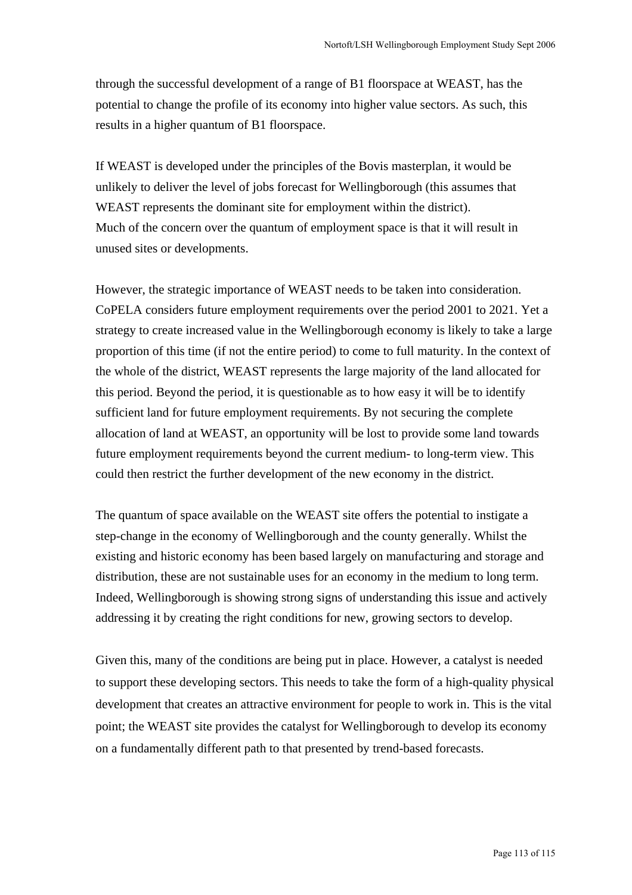through the successful development of a range of B1 floorspace at WEAST, has the potential to change the profile of its economy into higher value sectors. As such, this results in a higher quantum of B1 floorspace.

If WEAST is developed under the principles of the Bovis masterplan, it would be unlikely to deliver the level of jobs forecast for Wellingborough (this assumes that WEAST represents the dominant site for employment within the district).
Much of the concern over the quantum of employment space is that it will result in unused sites or developments.

However, the strategic importance of WEAST needs to be taken into consideration. CoPELA considers future employment requirements over the period 2001 to 2021. Yet a strategy to create increased value in the Wellingborough economy is likely to take a large proportion of this time (if not the entire period) to come to full maturity. In the context of the whole of the district, WEAST represents the large majority of the land allocated for this period. Beyond the period, it is questionable as to how easy it will be to identify sufficient land for future employment requirements. By not securing the complete allocation of land at WEAST, an opportunity will be lost to provide some land towards future employment requirements beyond the current medium- to long-term view. This could then restrict the further development of the new economy in the district.

The quantum of space available on the WEAST site offers the potential to instigate a step-change in the economy of Wellingborough and the county generally. Whilst the existing and historic economy has been based largely on manufacturing and storage and distribution, these are not sustainable uses for an economy in the medium to long term. Indeed, Wellingborough is showing strong signs of understanding this issue and actively addressing it by creating the right conditions for new, growing sectors to develop.

Given this, many of the conditions are being put in place. However, a catalyst is needed to support these developing sectors. This needs to take the form of a high-quality physical development that creates an attractive environment for people to work in. This is the vital point; the WEAST site provides the catalyst for Wellingborough to develop its economy on a fundamentally different path to that presented by trend-based forecasts.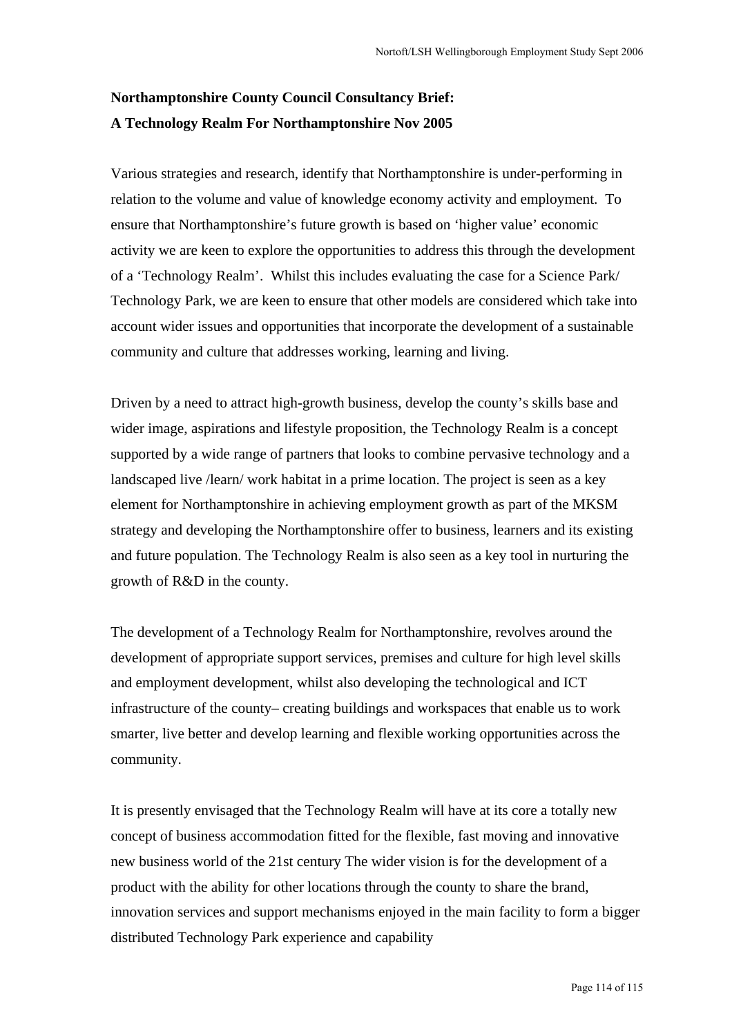**Northamptonshire County Council Consultancy Brief:**
**A Technology Realm For Northamptonshire Nov 2005**

Various strategies and research, identify that Northamptonshire is under-performing in relation to the volume and value of knowledge economy activity and employment. To ensure that Northamptonshire's future growth is based on 'higher value' economic activity we are keen to explore the opportunities to address this through the development of a 'Technology Realm'. Whilst this includes evaluating the case for a Science Park/ Technology Park, we are keen to ensure that other models are considered which take into account wider issues and opportunities that incorporate the development of a sustainable community and culture that addresses working, learning and living.

Driven by a need to attract high-growth business, develop the county's skills base and wider image, aspirations and lifestyle proposition, the Technology Realm is a concept supported by a wide range of partners that looks to combine pervasive technology and a landscaped live /learn/ work habitat in a prime location. The project is seen as a key element for Northamptonshire in achieving employment growth as part of the MKSM strategy and developing the Northamptonshire offer to business, learners and its existing and future population. The Technology Realm is also seen as a key tool in nurturing the growth of R&D in the county.

The development of a Technology Realm for Northamptonshire, revolves around the development of appropriate support services, premises and culture for high level skills and employment development, whilst also developing the technological and ICT infrastructure of the county– creating buildings and workspaces that enable us to work smarter, live better and develop learning and flexible working opportunities across the community.

It is presently envisaged that the Technology Realm will have at its core a totally new concept of business accommodation fitted for the flexible, fast moving and innovative new business world of the 21st century The wider vision is for the development of a product with the ability for other locations through the county to share the brand, innovation services and support mechanisms enjoyed in the main facility to form a bigger distributed Technology Park experience and capability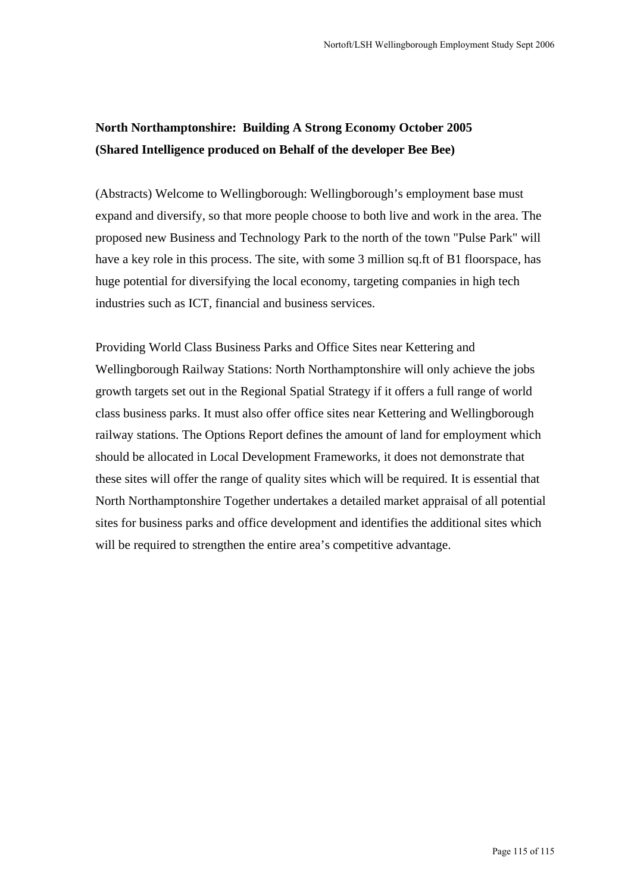**North Northamptonshire: Building A Strong Economy October 2005**
**(Shared Intelligence produced on Behalf of the developer Bee Bee)**

(Abstracts) Welcome to Wellingborough: Wellingborough's employment base must expand and diversify, so that more people choose to both live and work in the area. The proposed new Business and Technology Park to the north of the town "Pulse Park" will have a key role in this process. The site, with some 3 million sq.ft of B1 floorspace, has huge potential for diversifying the local economy, targeting companies in high tech industries such as ICT, financial and business services.

Providing World Class Business Parks and Office Sites near Kettering and Wellingborough Railway Stations: North Northamptonshire will only achieve the jobs growth targets set out in the Regional Spatial Strategy if it offers a full range of world class business parks. It must also offer office sites near Kettering and Wellingborough railway stations. The Options Report defines the amount of land for employment which should be allocated in Local Development Frameworks, it does not demonstrate that these sites will offer the range of quality sites which will be required. It is essential that North Northamptonshire Together undertakes a detailed market appraisal of all potential sites for business parks and office development and identifies the additional sites which will be required to strengthen the entire area's competitive advantage.